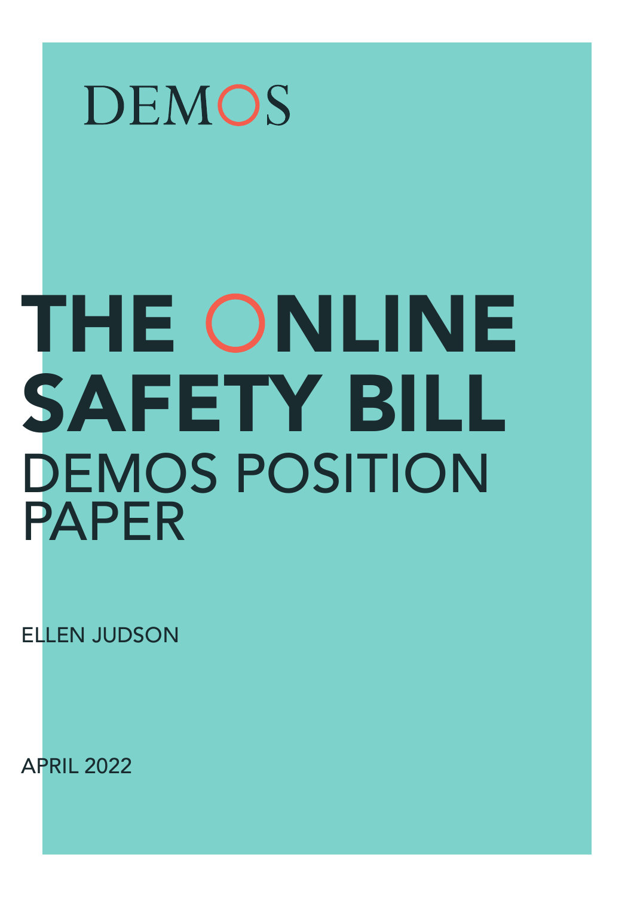DEMOS

# THE ONLINE SAFETY BILL

## DEMOS POSITION PAPER

ELLEN JUDSON

APRIL 2022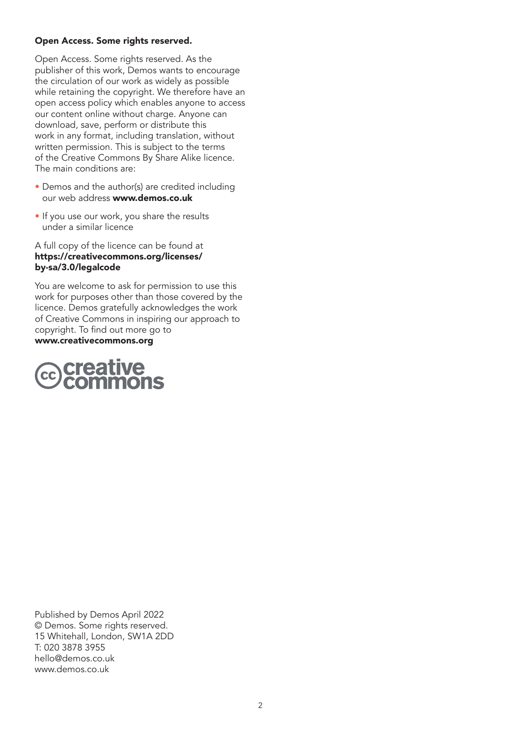**Open Access. Some rights reserved.**

Open Access. Some rights reserved. As the publisher of this work, Demos wants to encourage the circulation of our work as widely as possible while retaining the copyright. We therefore have an open access policy which enables anyone to access our content online without charge. Anyone can download, save, perform or distribute this work in any format, including translation, without written permission. This is subject to the terms of the Creative Commons By Share Alike licence. The main conditions are:

- Demos and the author(s) are credited including our web address **www.demos.co.uk**
- If you use our work, you share the results under a similar licence

A full copy of the licence can be found at **https://creativecommons.org/licenses/by-sa/3.0/legalcode**

You are welcome to ask for permission to use this work for purposes other than those covered by the licence. Demos gratefully acknowledges the work of Creative Commons in inspiring our approach to copyright. To find out more go to **www.creativecommons.org**

Published by Demos April 2022
© Demos. Some rights reserved.
15 Whitehall, London, SW1A 2DD
T: 020 3878 3955
hello@demos.co.uk
www.demos.co.uk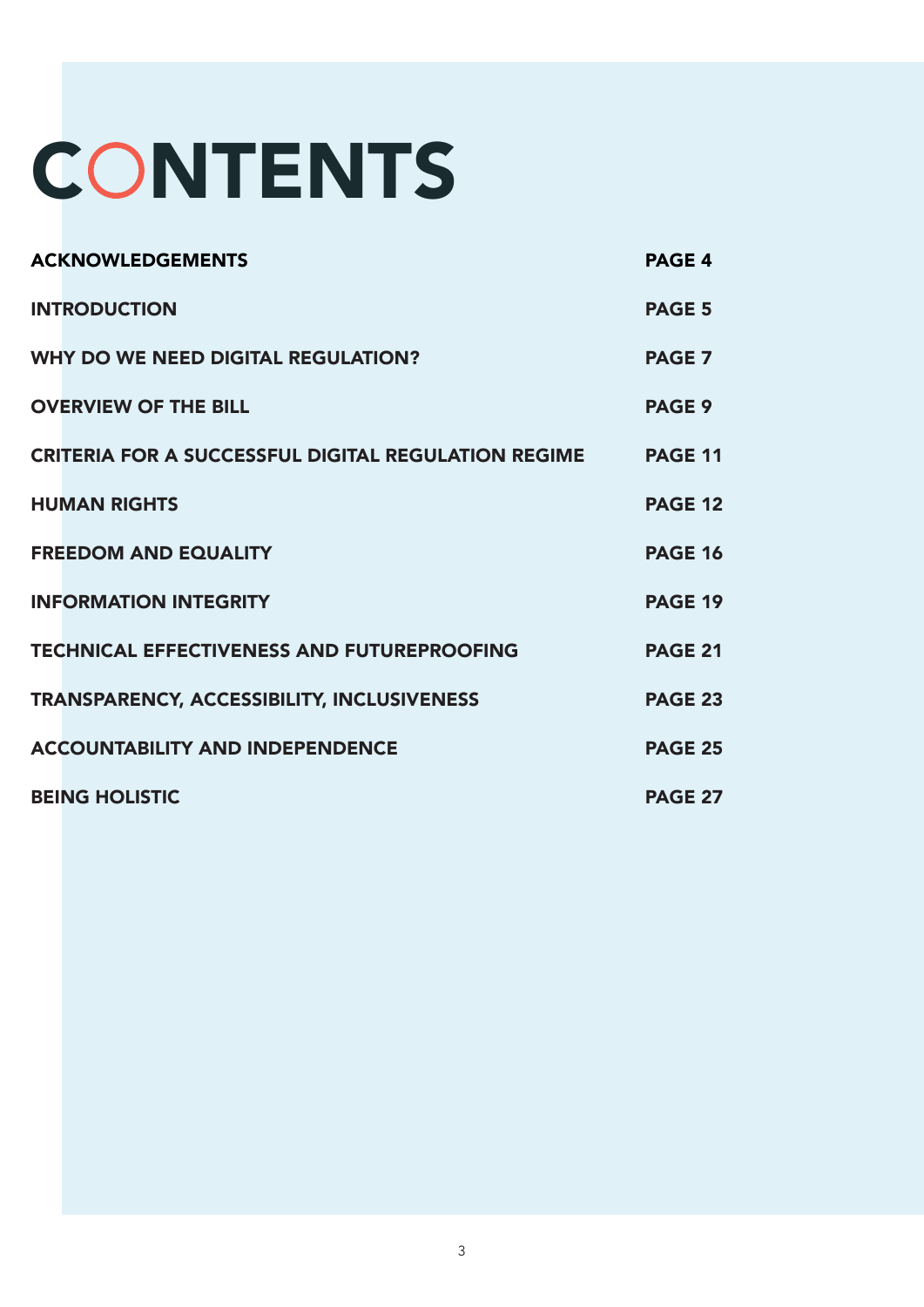# CONTENTS

| | |
|---|---|
| **ACKNOWLEDGEMENTS** | **PAGE 4** |
| **INTRODUCTION** | **PAGE 5** |
| **WHY DO WE NEED DIGITAL REGULATION?** | **PAGE 7** |
| **OVERVIEW OF THE BILL** | **PAGE 9** |
| **CRITERIA FOR A SUCCESSFUL DIGITAL REGULATION REGIME** | **PAGE 11** |
| **HUMAN RIGHTS** | **PAGE 12** |
| **FREEDOM AND EQUALITY** | **PAGE 16** |
| **INFORMATION INTEGRITY** | **PAGE 19** |
| **TECHNICAL EFFECTIVENESS AND FUTUREPROOFING** | **PAGE 21** |
| **TRANSPARENCY, ACCESSIBILITY, INCLUSIVENESS** | **PAGE 23** |
| **ACCOUNTABILITY AND INDEPENDENCE** | **PAGE 25** |
| **BEING HOLISTIC** | **PAGE 27** |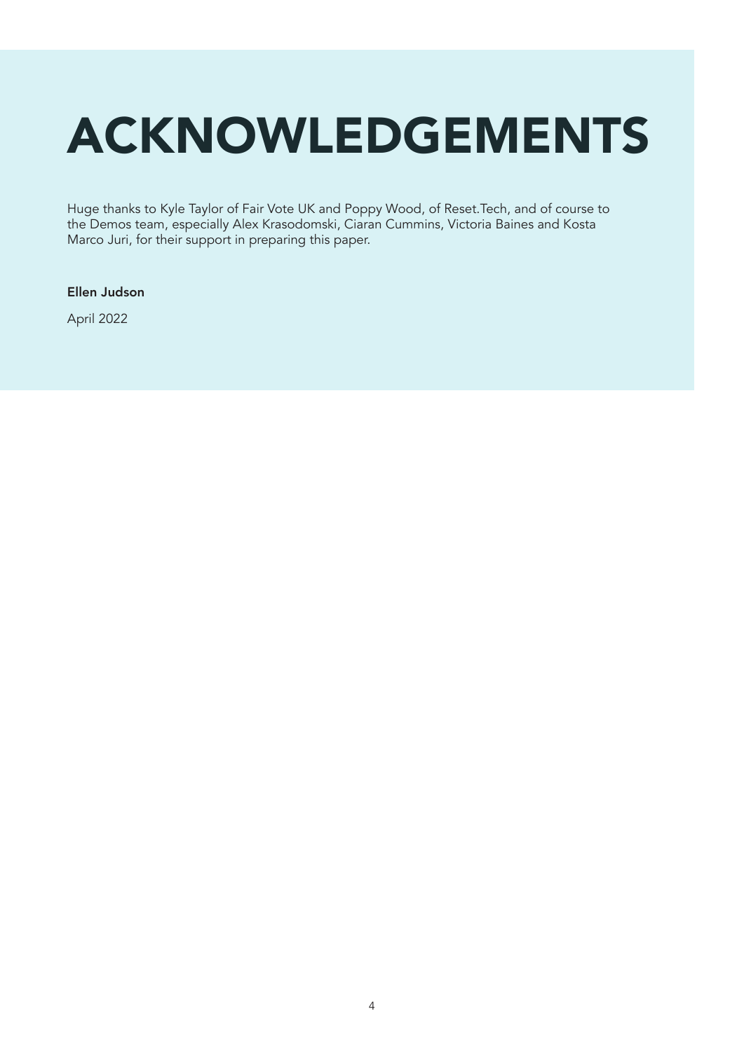# ACKNOWLEDGEMENTS

Huge thanks to Kyle Taylor of Fair Vote UK and Poppy Wood, of Reset.Tech, and of course to the Demos team, especially Alex Krasodomski, Ciaran Cummins, Victoria Baines and Kosta Marco Juri, for their support in preparing this paper.

**Ellen Judson**

April 2022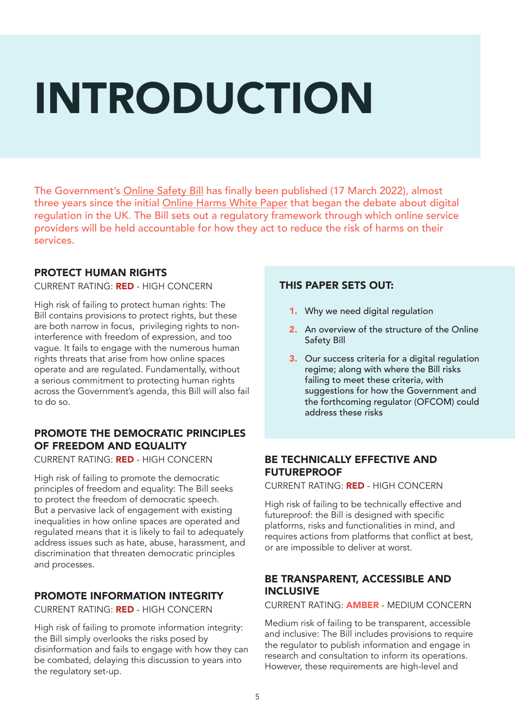# INTRODUCTION

The Government's Online Safety Bill has finally been published (17 March 2022), almost three years since the initial Online Harms White Paper that began the debate about digital regulation in the UK. The Bill sets out a regulatory framework through which online service providers will be held accountable for how they act to reduce the risk of harms on their services.

### THIS PAPER SETS OUT:

1. Why we need digital regulation
2. An overview of the structure of the Online Safety Bill
3. Our success criteria for a digital regulation regime; along with where the Bill risks failing to meet these criteria, with suggestions for how the Government and the forthcoming regulator (OFCOM) could address these risks

### PROTECT HUMAN RIGHTS

CURRENT RATING: **RED** - HIGH CONCERN

High risk of failing to protect human rights: The Bill contains provisions to protect rights, but these are both narrow in focus, privileging rights to non-interference with freedom of expression, and too vague. It fails to engage with the numerous human rights threats that arise from how online spaces operate and are regulated. Fundamentally, without a serious commitment to protecting human rights across the Government's agenda, this Bill will also fail to do so.

### PROMOTE THE DEMOCRATIC PRINCIPLES OF FREEDOM AND EQUALITY

CURRENT RATING: **RED** - HIGH CONCERN

High risk of failing to promote the democratic principles of freedom and equality: The Bill seeks to protect the freedom of democratic speech. But a pervasive lack of engagement with existing inequalities in how online spaces are operated and regulated means that it is likely to fail to adequately address issues such as hate, abuse, harassment, and discrimination that threaten democratic principles and processes.

### PROMOTE INFORMATION INTEGRITY

CURRENT RATING: **RED** - HIGH CONCERN

High risk of failing to promote information integrity: the Bill simply overlooks the risks posed by disinformation and fails to engage with how they can be combated, delaying this discussion to years into the regulatory set-up.

### BE TECHNICALLY EFFECTIVE AND FUTUREPROOF

CURRENT RATING: **RED** - HIGH CONCERN

High risk of failing to be technically effective and futureproof: the Bill is designed with specific platforms, risks and functionalities in mind, and requires actions from platforms that conflict at best, or are impossible to deliver at worst.

### BE TRANSPARENT, ACCESSIBLE AND INCLUSIVE

CURRENT RATING: **AMBER** - MEDIUM CONCERN

Medium risk of failing to be transparent, accessible and inclusive: The Bill includes provisions to require the regulator to publish information and engage in research and consultation to inform its operations. However, these requirements are high-level and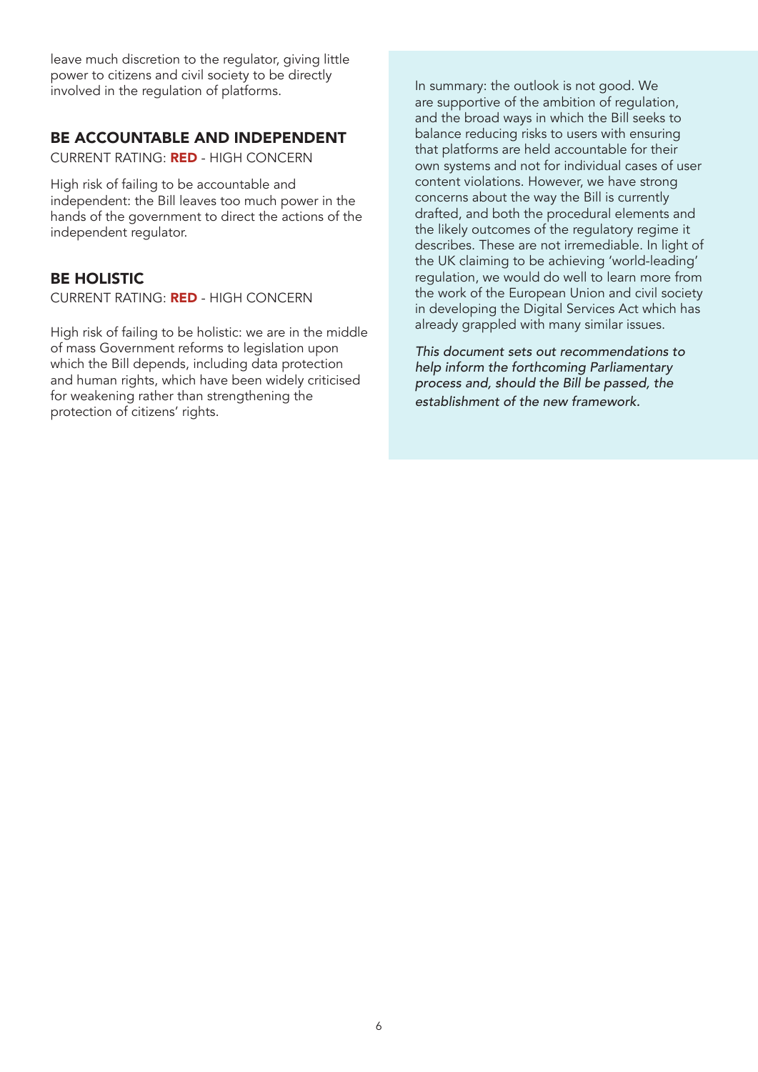leave much discretion to the regulator, giving little power to citizens and civil society to be directly involved in the regulation of platforms.

## BE ACCOUNTABLE AND INDEPENDENT

CURRENT RATING: **RED** - HIGH CONCERN

High risk of failing to be accountable and independent: the Bill leaves too much power in the hands of the government to direct the actions of the independent regulator.

## BE HOLISTIC

CURRENT RATING: **RED** - HIGH CONCERN

High risk of failing to be holistic: we are in the middle of mass Government reforms to legislation upon which the Bill depends, including data protection and human rights, which have been widely criticised for weakening rather than strengthening the protection of citizens' rights.

In summary: the outlook is not good. We are supportive of the ambition of regulation, and the broad ways in which the Bill seeks to balance reducing risks to users with ensuring that platforms are held accountable for their own systems and not for individual cases of user content violations. However, we have strong concerns about the way the Bill is currently drafted, and both the procedural elements and the likely outcomes of the regulatory regime it describes. These are not irremediable. In light of the UK claiming to be achieving 'world-leading' regulation, we would do well to learn more from the work of the European Union and civil society in developing the Digital Services Act which has already grappled with many similar issues.

*This document sets out recommendations to help inform the forthcoming Parliamentary process and, should the Bill be passed, the establishment of the new framework.*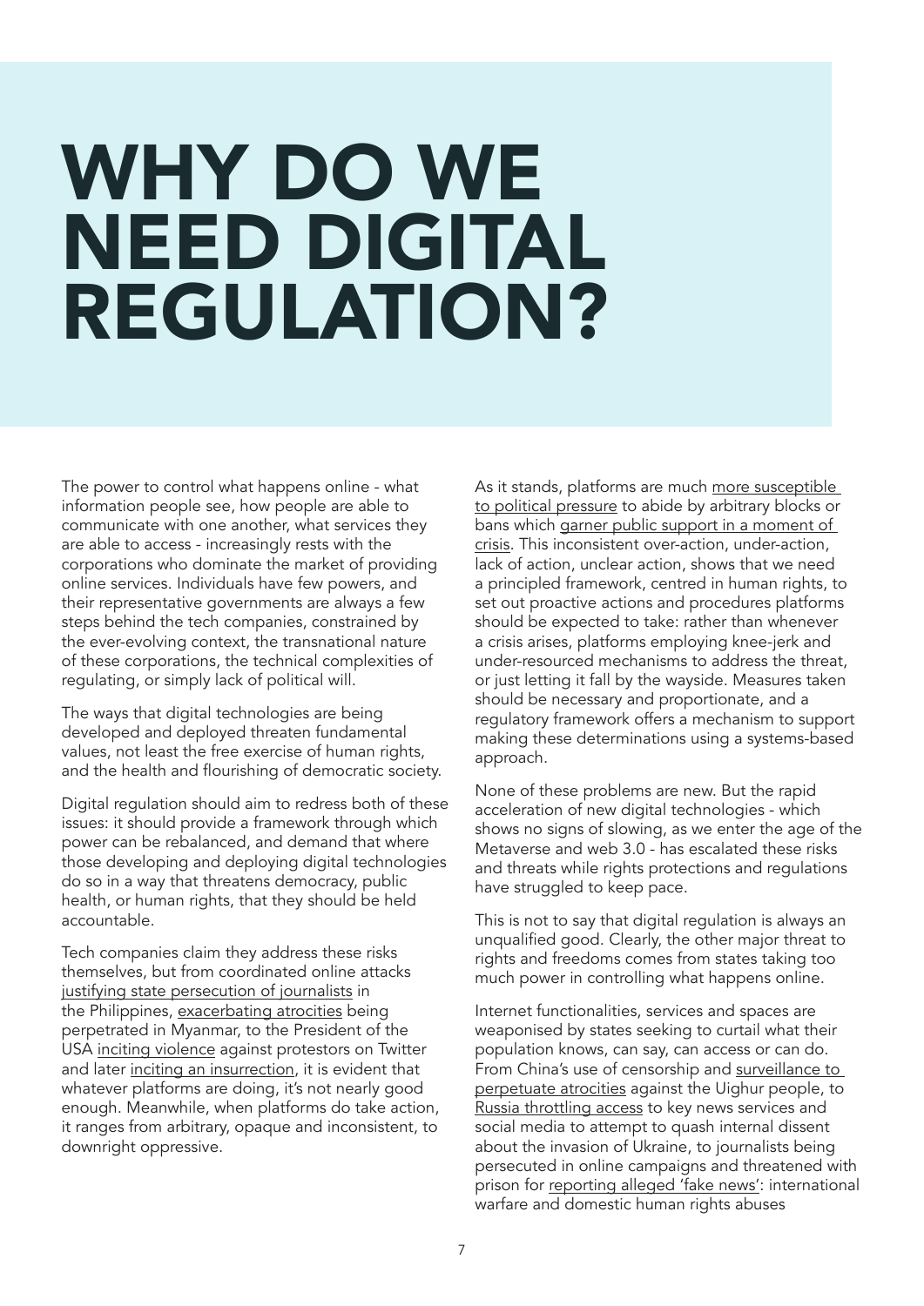# WHY DO WE NEED DIGITAL REGULATION?

The power to control what happens online - what information people see, how people are able to communicate with one another, what services they are able to access - increasingly rests with the corporations who dominate the market of providing online services. Individuals have few powers, and their representative governments are always a few steps behind the tech companies, constrained by the ever-evolving context, the transnational nature of these corporations, the technical complexities of regulating, or simply lack of political will.

The ways that digital technologies are being developed and deployed threaten fundamental values, not least the free exercise of human rights, and the health and flourishing of democratic society.

Digital regulation should aim to redress both of these issues: it should provide a framework through which power can be rebalanced, and demand that where those developing and deploying digital technologies do so in a way that threatens democracy, public health, or human rights, that they should be held accountable.

Tech companies claim they address these risks themselves, but from coordinated online attacks justifying state persecution of journalists in the Philippines, exacerbating atrocities being perpetrated in Myanmar, to the President of the USA inciting violence against protestors on Twitter and later inciting an insurrection, it is evident that whatever platforms are doing, it's not nearly good enough. Meanwhile, when platforms do take action, it ranges from arbitrary, opaque and inconsistent, to downright oppressive.

As it stands, platforms are much more susceptible to political pressure to abide by arbitrary blocks or bans which garner public support in a moment of crisis. This inconsistent over-action, under-action, lack of action, unclear action, shows that we need a principled framework, centred in human rights, to set out proactive actions and procedures platforms should be expected to take: rather than whenever a crisis arises, platforms employing knee-jerk and under-resourced mechanisms to address the threat, or just letting it fall by the wayside. Measures taken should be necessary and proportionate, and a regulatory framework offers a mechanism to support making these determinations using a systems-based approach.

None of these problems are new. But the rapid acceleration of new digital technologies - which shows no signs of slowing, as we enter the age of the Metaverse and web 3.0 - has escalated these risks and threats while rights protections and regulations have struggled to keep pace.

This is not to say that digital regulation is always an unqualified good. Clearly, the other major threat to rights and freedoms comes from states taking too much power in controlling what happens online.

Internet functionalities, services and spaces are weaponised by states seeking to curtail what their population knows, can say, can access or can do. From China's use of censorship and surveillance to perpetuate atrocities against the Uighur people, to Russia throttling access to key news services and social media to attempt to quash internal dissent about the invasion of Ukraine, to journalists being persecuted in online campaigns and threatened with prison for reporting alleged 'fake news': international warfare and domestic human rights abuses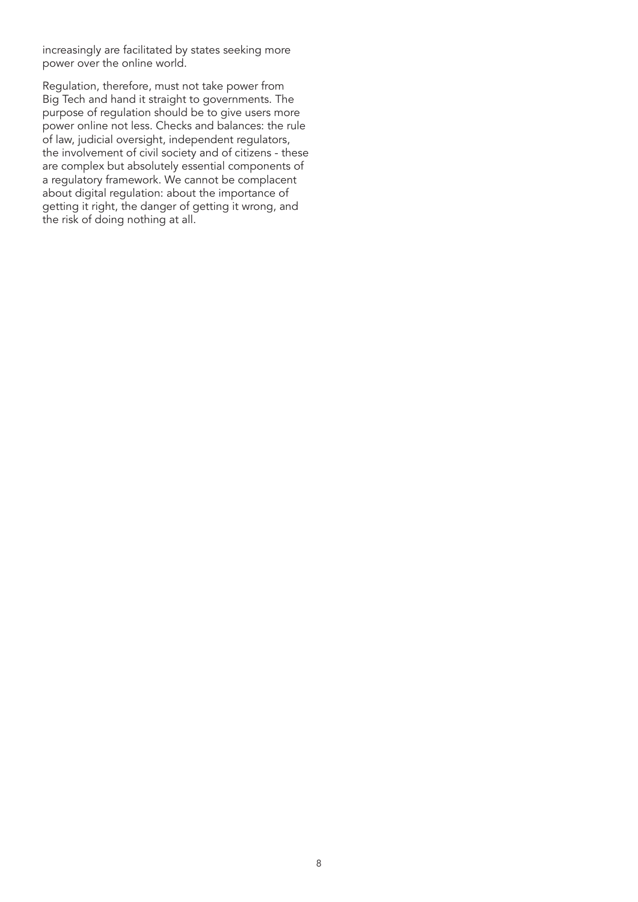increasingly are facilitated by states seeking more power over the online world.

Regulation, therefore, must not take power from Big Tech and hand it straight to governments. The purpose of regulation should be to give users more power online not less. Checks and balances: the rule of law, judicial oversight, independent regulators, the involvement of civil society and of citizens - these are complex but absolutely essential components of a regulatory framework. We cannot be complacent about digital regulation: about the importance of getting it right, the danger of getting it wrong, and the risk of doing nothing at all.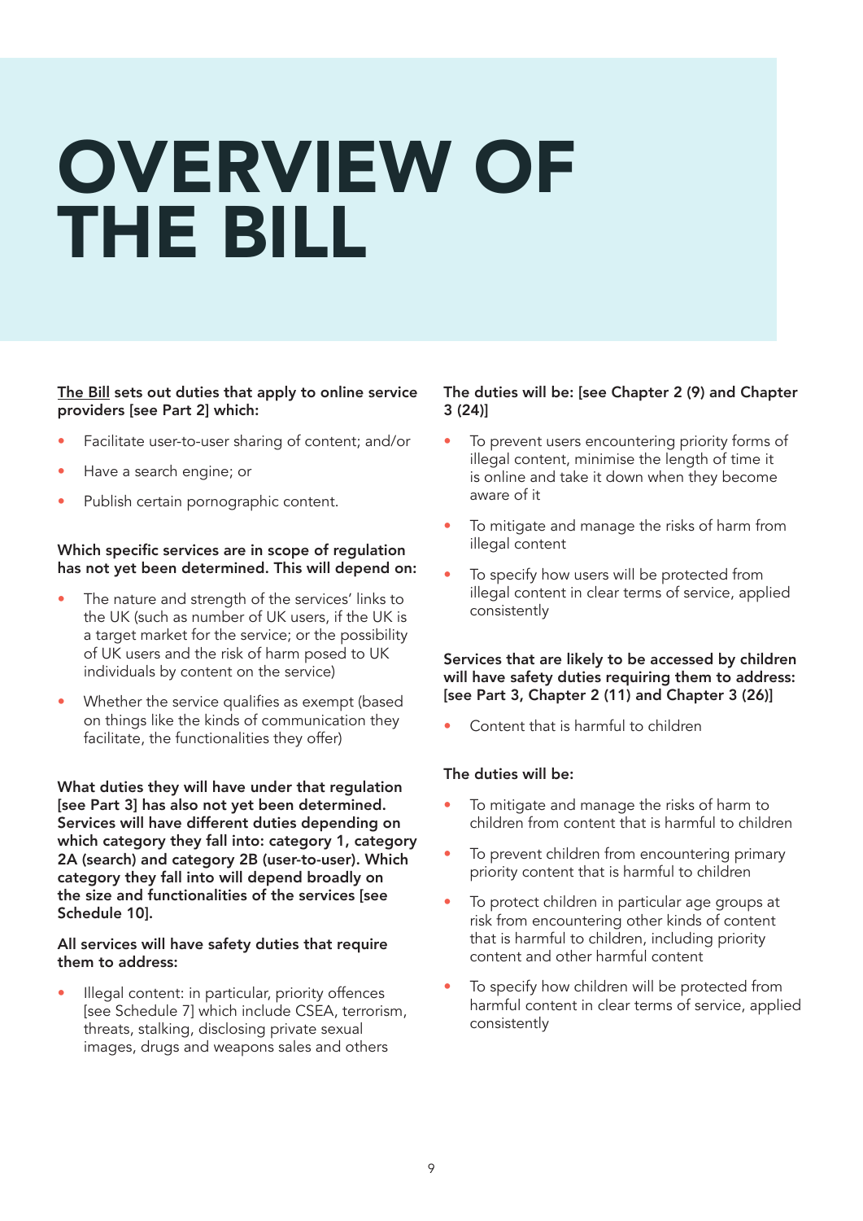# OVERVIEW OF THE BILL

**The Bill sets out duties that apply to online service providers [see Part 2] which:**

- Facilitate user-to-user sharing of content; and/or
- Have a search engine; or
- Publish certain pornographic content.

**Which specific services are in scope of regulation has not yet been determined. This will depend on:**

- The nature and strength of the services' links to the UK (such as number of UK users, if the UK is a target market for the service; or the possibility of UK users and the risk of harm posed to UK individuals by content on the service)
- Whether the service qualifies as exempt (based on things like the kinds of communication they facilitate, the functionalities they offer)

**What duties they will have under that regulation [see Part 3] has also not yet been determined. Services will have different duties depending on which category they fall into: category 1, category 2A (search) and category 2B (user-to-user). Which category they fall into will depend broadly on the size and functionalities of the services [see Schedule 10].**

**All services will have safety duties that require them to address:**

- Illegal content: in particular, priority offences [see Schedule 7] which include CSEA, terrorism, threats, stalking, disclosing private sexual images, drugs and weapons sales and others

**The duties will be: [see Chapter 2 (9) and Chapter 3 (24)]**

- To prevent users encountering priority forms of illegal content, minimise the length of time it is online and take it down when they become aware of it
- To mitigate and manage the risks of harm from illegal content
- To specify how users will be protected from illegal content in clear terms of service, applied consistently

**Services that are likely to be accessed by children will have safety duties requiring them to address: [see Part 3, Chapter 2 (11) and Chapter 3 (26)]**

- Content that is harmful to children

**The duties will be:**

- To mitigate and manage the risks of harm to children from content that is harmful to children
- To prevent children from encountering primary priority content that is harmful to children
- To protect children in particular age groups at risk from encountering other kinds of content that is harmful to children, including priority content and other harmful content
- To specify how children will be protected from harmful content in clear terms of service, applied consistently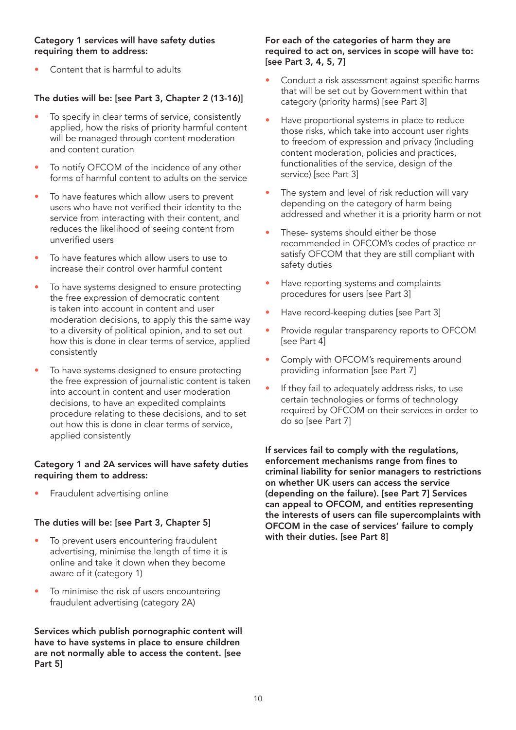**Category 1 services will have safety duties requiring them to address:**

- Content that is harmful to adults

**The duties will be: [see Part 3, Chapter 2 (13-16)]**

- To specify in clear terms of service, consistently applied, how the risks of priority harmful content will be managed through content moderation and content curation
- To notify OFCOM of the incidence of any other forms of harmful content to adults on the service
- To have features which allow users to prevent users who have not verified their identity to the service from interacting with their content, and reduces the likelihood of seeing content from unverified users
- To have features which allow users to use to increase their control over harmful content
- To have systems designed to ensure protecting the free expression of democratic content is taken into account in content and user moderation decisions, to apply this the same way to a diversity of political opinion, and to set out how this is done in clear terms of service, applied consistently
- To have systems designed to ensure protecting the free expression of journalistic content is taken into account in content and user moderation decisions, to have an expedited complaints procedure relating to these decisions, and to set out how this is done in clear terms of service, applied consistently

**Category 1 and 2A services will have safety duties requiring them to address:**

- Fraudulent advertising online

**The duties will be: [see Part 3, Chapter 5]**

- To prevent users encountering fraudulent advertising, minimise the length of time it is online and take it down when they become aware of it (category 1)
- To minimise the risk of users encountering fraudulent advertising (category 2A)

**Services which publish pornographic content will have to have systems in place to ensure children are not normally able to access the content. [see Part 5]**

**For each of the categories of harm they are required to act on, services in scope will have to: [see Part 3, 4, 5, 7]**

- Conduct a risk assessment against specific harms that will be set out by Government within that category (priority harms) [see Part 3]
- Have proportional systems in place to reduce those risks, which take into account user rights to freedom of expression and privacy (including content moderation, policies and practices, functionalities of the service, design of the service) [see Part 3]
- The system and level of risk reduction will vary depending on the category of harm being addressed and whether it is a priority harm or not
- These- systems should either be those recommended in OFCOM's codes of practice or satisfy OFCOM that they are still compliant with safety duties
- Have reporting systems and complaints procedures for users [see Part 3]
- Have record-keeping duties [see Part 3]
- Provide regular transparency reports to OFCOM [see Part 4]
- Comply with OFCOM's requirements around providing information [see Part 7]
- If they fail to adequately address risks, to use certain technologies or forms of technology required by OFCOM on their services in order to do so [see Part 7]

**If services fail to comply with the regulations, enforcement mechanisms range from fines to criminal liability for senior managers to restrictions on whether UK users can access the service (depending on the failure). [see Part 7] Services can appeal to OFCOM, and entities representing the interests of users can file supercomplaints with OFCOM in the case of services' failure to comply with their duties. [see Part 8]**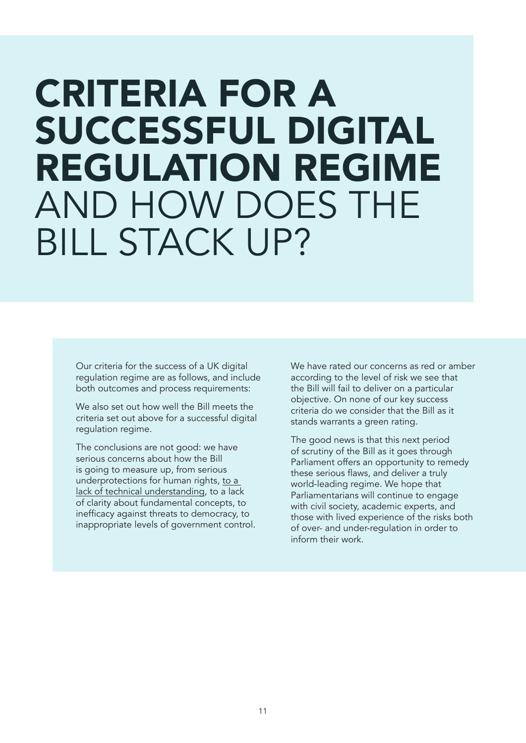# CRITERIA FOR A SUCCESSFUL DIGITAL REGULATION REGIME AND HOW DOES THE BILL STACK UP?

Our criteria for the success of a UK digital regulation regime are as follows, and include both outcomes and process requirements:

We also set out how well the Bill meets the criteria set out above for a successful digital regulation regime.

The conclusions are not good: we have serious concerns about how the Bill is going to measure up, from serious underprotections for human rights, to a lack of technical understanding, to a lack of clarity about fundamental concepts, to inefficacy against threats to democracy, to inappropriate levels of government control.

We have rated our concerns as red or amber according to the level of risk we see that the Bill will fail to deliver on a particular objective. On none of our key success criteria do we consider that the Bill as it stands warrants a green rating.

The good news is that this next period of scrutiny of the Bill as it goes through Parliament offers an opportunity to remedy these serious flaws, and deliver a truly world-leading regime. We hope that Parliamentarians will continue to engage with civil society, academic experts, and those with lived experience of the risks both of over- and under-regulation in order to inform their work.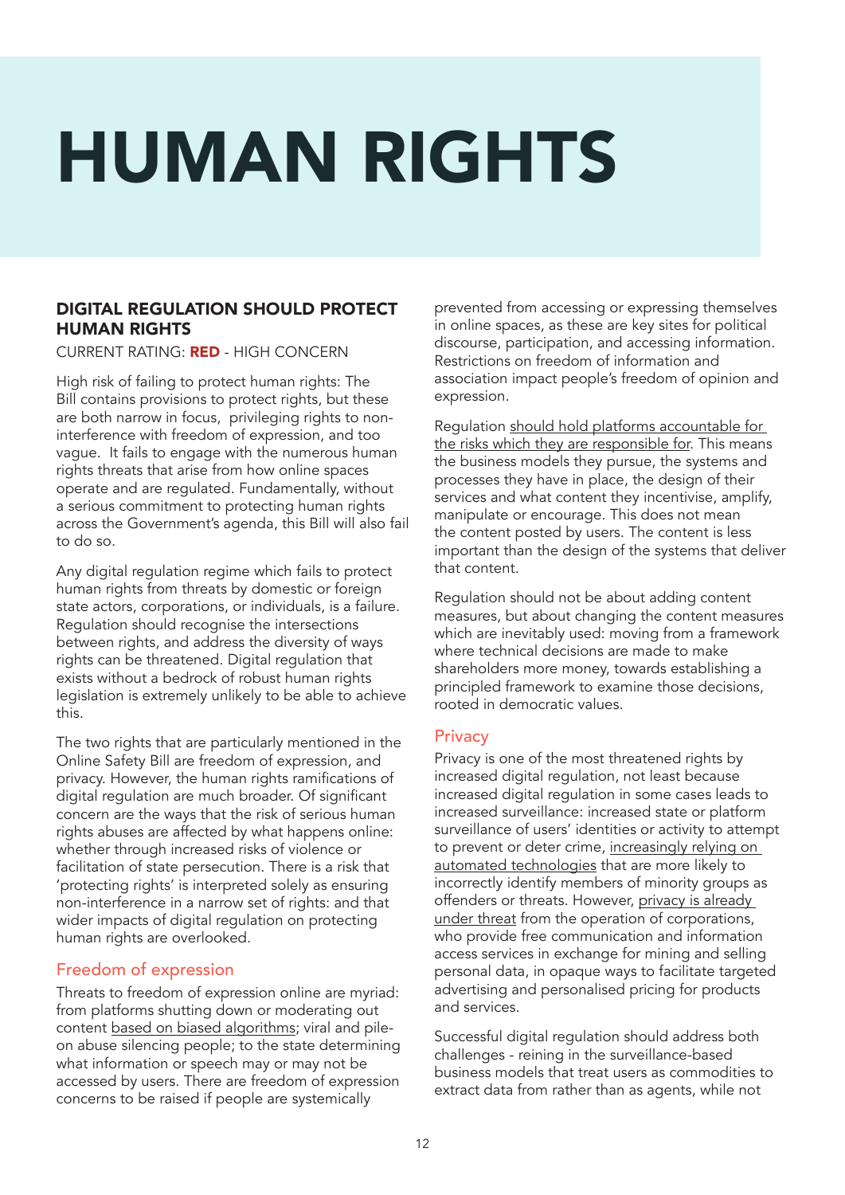# HUMAN RIGHTS

### DIGITAL REGULATION SHOULD PROTECT HUMAN RIGHTS

CURRENT RATING: **RED** - HIGH CONCERN

High risk of failing to protect human rights: The Bill contains provisions to protect rights, but these are both narrow in focus, privileging rights to non-interference with freedom of expression, and too vague. It fails to engage with the numerous human rights threats that arise from how online spaces operate and are regulated. Fundamentally, without a serious commitment to protecting human rights across the Government's agenda, this Bill will also fail to do so.

Any digital regulation regime which fails to protect human rights from threats by domestic or foreign state actors, corporations, or individuals, is a failure. Regulation should recognise the intersections between rights, and address the diversity of ways rights can be threatened. Digital regulation that exists without a bedrock of robust human rights legislation is extremely unlikely to be able to achieve this.

The two rights that are particularly mentioned in the Online Safety Bill are freedom of expression, and privacy. However, the human rights ramifications of digital regulation are much broader. Of significant concern are the ways that the risk of serious human rights abuses are affected by what happens online: whether through increased risks of violence or facilitation of state persecution. There is a risk that 'protecting rights' is interpreted solely as ensuring non-interference in a narrow set of rights: and that wider impacts of digital regulation on protecting human rights are overlooked.

#### Freedom of expression

Threats to freedom of expression online are myriad: from platforms shutting down or moderating out content based on biased algorithms; viral and pile-on abuse silencing people; to the state determining what information or speech may or may not be accessed by users. There are freedom of expression concerns to be raised if people are systemically prevented from accessing or expressing themselves in online spaces, as these are key sites for political discourse, participation, and accessing information. Restrictions on freedom of information and association impact people's freedom of opinion and expression.

Regulation should hold platforms accountable for the risks which they are responsible for. This means the business models they pursue, the systems and processes they have in place, the design of their services and what content they incentivise, amplify, manipulate or encourage. This does not mean the content posted by users. The content is less important than the design of the systems that deliver that content.

Regulation should not be about adding content measures, but about changing the content measures which are inevitably used: moving from a framework where technical decisions are made to make shareholders more money, towards establishing a principled framework to examine those decisions, rooted in democratic values.

#### Privacy

Privacy is one of the most threatened rights by increased digital regulation, not least because increased digital regulation in some cases leads to increased surveillance: increased state or platform surveillance of users' identities or activity to attempt to prevent or deter crime, increasingly relying on automated technologies that are more likely to incorrectly identify members of minority groups as offenders or threats. However, privacy is already under threat from the operation of corporations, who provide free communication and information access services in exchange for mining and selling personal data, in opaque ways to facilitate targeted advertising and personalised pricing for products and services.

Successful digital regulation should address both challenges - reining in the surveillance-based business models that treat users as commodities to extract data from rather than as agents, while not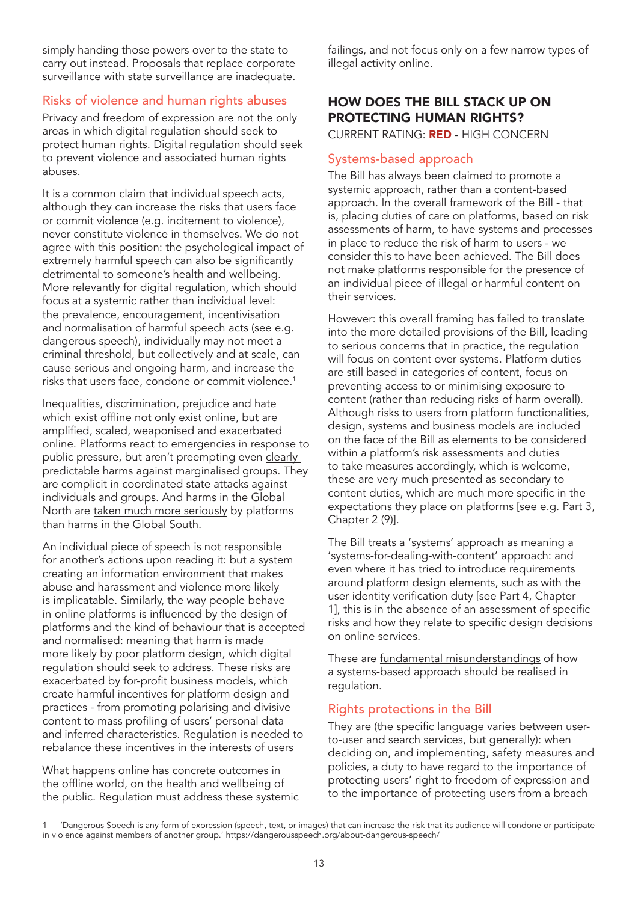simply handing those powers over to the state to carry out instead. Proposals that replace corporate surveillance with state surveillance are inadequate.

### Risks of violence and human rights abuses

Privacy and freedom of expression are not the only areas in which digital regulation should seek to protect human rights. Digital regulation should seek to prevent violence and associated human rights abuses.

It is a common claim that individual speech acts, although they can increase the risks that users face or commit violence (e.g. incitement to violence), never constitute violence in themselves. We do not agree with this position: the psychological impact of extremely harmful speech can also be significantly detrimental to someone's health and wellbeing. More relevantly for digital regulation, which should focus at a systemic rather than individual level: the prevalence, encouragement, incentivisation and normalisation of harmful speech acts (see e.g. dangerous speech), individually may not meet a criminal threshold, but collectively and at scale, can cause serious and ongoing harm, and increase the risks that users face, condone or commit violence.[1]

Inequalities, discrimination, prejudice and hate which exist offline not only exist online, but are amplified, scaled, weaponised and exacerbated online. Platforms react to emergencies in response to public pressure, but aren't preempting even clearly predictable harms against marginalised groups. They are complicit in coordinated state attacks against individuals and groups. And harms in the Global North are taken much more seriously by platforms than harms in the Global South.

An individual piece of speech is not responsible for another's actions upon reading it: but a system creating an information environment that makes abuse and harassment and violence more likely is implicatable. Similarly, the way people behave in online platforms is influenced by the design of platforms and the kind of behaviour that is accepted and normalised: meaning that harm is made more likely by poor platform design, which digital regulation should seek to address. These risks are exacerbated by for-profit business models, which create harmful incentives for platform design and practices - from promoting polarising and divisive content to mass profiling of users' personal data and inferred characteristics. Regulation is needed to rebalance these incentives in the interests of users

What happens online has concrete outcomes in the offline world, on the health and wellbeing of the public. Regulation must address these systemic failings, and not focus only on a few narrow types of illegal activity online.

## HOW DOES THE BILL STACK UP ON PROTECTING HUMAN RIGHTS?

CURRENT RATING: **RED** - HIGH CONCERN

### Systems-based approach

The Bill has always been claimed to promote a systemic approach, rather than a content-based approach. In the overall framework of the Bill - that is, placing duties of care on platforms, based on risk assessments of harm, to have systems and processes in place to reduce the risk of harm to users - we consider this to have been achieved. The Bill does not make platforms responsible for the presence of an individual piece of illegal or harmful content on their services.

However: this overall framing has failed to translate into the more detailed provisions of the Bill, leading to serious concerns that in practice, the regulation will focus on content over systems. Platform duties are still based in categories of content, focus on preventing access to or minimising exposure to content (rather than reducing risks of harm overall). Although risks to users from platform functionalities, design, systems and business models are included on the face of the Bill as elements to be considered within a platform's risk assessments and duties to take measures accordingly, which is welcome, these are very much presented as secondary to content duties, which are much more specific in the expectations they place on platforms [see e.g. Part 3, Chapter 2 (9)].

The Bill treats a 'systems' approach as meaning a 'systems-for-dealing-with-content' approach: and even where it has tried to introduce requirements around platform design elements, such as with the user identity verification duty [see Part 4, Chapter 1], this is in the absence of an assessment of specific risks and how they relate to specific design decisions on online services.

These are fundamental misunderstandings of how a systems-based approach should be realised in regulation.

### Rights protections in the Bill

They are (the specific language varies between user-to-user and search services, but generally): when deciding on, and implementing, safety measures and policies, a duty to have regard to the importance of protecting users' right to freedom of expression and to the importance of protecting users from a breach

[1] 'Dangerous Speech is any form of expression (speech, text, or images) that can increase the risk that its audience will condone or participate in violence against members of another group.' https://dangerousspeech.org/about-dangerous-speech/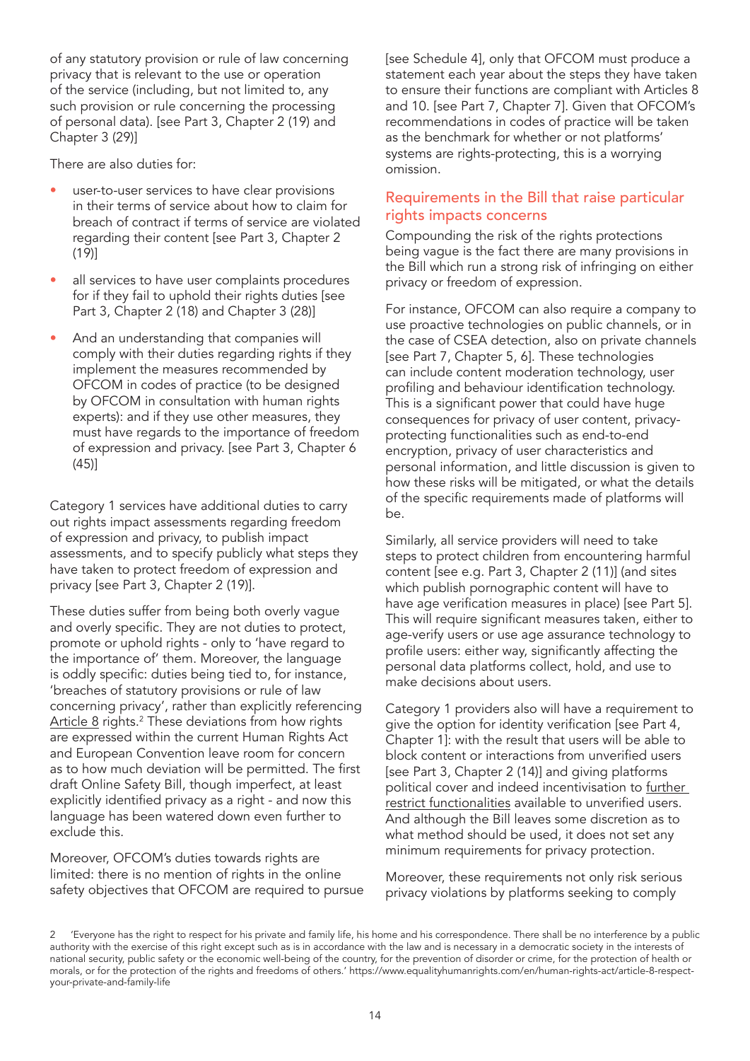of any statutory provision or rule of law concerning privacy that is relevant to the use or operation of the service (including, but not limited to, any such provision or rule concerning the processing of personal data). [see Part 3, Chapter 2 (19) and Chapter 3 (29)]

There are also duties for:

- user-to-user services to have clear provisions in their terms of service about how to claim for breach of contract if terms of service are violated regarding their content [see Part 3, Chapter 2 (19)]
- all services to have user complaints procedures for if they fail to uphold their rights duties [see Part 3, Chapter 2 (18) and Chapter 3 (28)]
- And an understanding that companies will comply with their duties regarding rights if they implement the measures recommended by OFCOM in codes of practice (to be designed by OFCOM in consultation with human rights experts): and if they use other measures, they must have regards to the importance of freedom of expression and privacy. [see Part 3, Chapter 6 (45)]

Category 1 services have additional duties to carry out rights impact assessments regarding freedom of expression and privacy, to publish impact assessments, and to specify publicly what steps they have taken to protect freedom of expression and privacy [see Part 3, Chapter 2 (19)].

These duties suffer from being both overly vague and overly specific. They are not duties to protect, promote or uphold rights - only to 'have regard to the importance of' them. Moreover, the language is oddly specific: duties being tied to, for instance, 'breaches of statutory provisions or rule of law concerning privacy', rather than explicitly referencing Article 8 rights.[2] These deviations from how rights are expressed within the current Human Rights Act and European Convention leave room for concern as to how much deviation will be permitted. The first draft Online Safety Bill, though imperfect, at least explicitly identified privacy as a right - and now this language has been watered down even further to exclude this.

Moreover, OFCOM's duties towards rights are limited: there is no mention of rights in the online safety objectives that OFCOM are required to pursue [see Schedule 4], only that OFCOM must produce a statement each year about the steps they have taken to ensure their functions are compliant with Articles 8 and 10. [see Part 7, Chapter 7]. Given that OFCOM's recommendations in codes of practice will be taken as the benchmark for whether or not platforms' systems are rights-protecting, this is a worrying omission.

## Requirements in the Bill that raise particular rights impacts concerns

Compounding the risk of the rights protections being vague is the fact there are many provisions in the Bill which run a strong risk of infringing on either privacy or freedom of expression.

For instance, OFCOM can also require a company to use proactive technologies on public channels, or in the case of CSEA detection, also on private channels [see Part 7, Chapter 5, 6]. These technologies can include content moderation technology, user profiling and behaviour identification technology. This is a significant power that could have huge consequences for privacy of user content, privacy-protecting functionalities such as end-to-end encryption, privacy of user characteristics and personal information, and little discussion is given to how these risks will be mitigated, or what the details of the specific requirements made of platforms will be.

Similarly, all service providers will need to take steps to protect children from encountering harmful content [see e.g. Part 3, Chapter 2 (11)] (and sites which publish pornographic content will have to have age verification measures in place) [see Part 5]. This will require significant measures taken, either to age-verify users or use age assurance technology to profile users: either way, significantly affecting the personal data platforms collect, hold, and use to make decisions about users.

Category 1 providers also will have a requirement to give the option for identity verification [see Part 4, Chapter 1]: with the result that users will be able to block content or interactions from unverified users [see Part 3, Chapter 2 (14)] and giving platforms political cover and indeed incentivisation to further restrict functionalities available to unverified users. And although the Bill leaves some discretion as to what method should be used, it does not set any minimum requirements for privacy protection.

Moreover, these requirements not only risk serious privacy violations by platforms seeking to comply

2 'Everyone has the right to respect for his private and family life, his home and his correspondence. There shall be no interference by a public authority with the exercise of this right except such as is in accordance with the law and is necessary in a democratic society in the interests of national security, public safety or the economic well-being of the country, for the prevention of disorder or crime, for the protection of health or morals, or for the protection of the rights and freedoms of others.' https://www.equalityhumanrights.com/en/human-rights-act/article-8-respect-your-private-and-family-life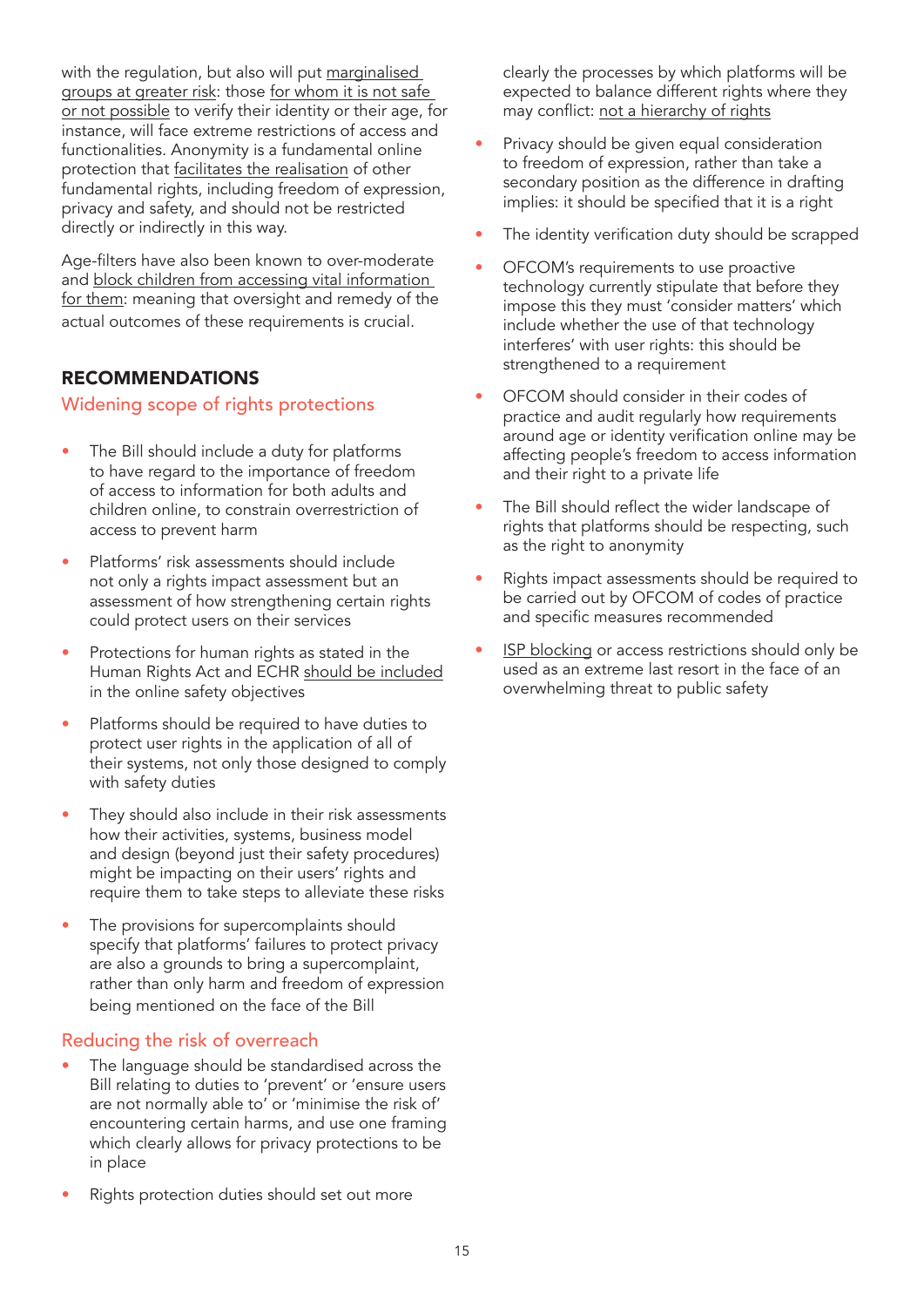with the regulation, but also will put marginalised groups at greater risk: those for whom it is not safe or not possible to verify their identity or their age, for instance, will face extreme restrictions of access and functionalities. Anonymity is a fundamental online protection that facilitates the realisation of other fundamental rights, including freedom of expression, privacy and safety, and should not be restricted directly or indirectly in this way.

Age-filters have also been known to over-moderate and block children from accessing vital information for them: meaning that oversight and remedy of the actual outcomes of these requirements is crucial.

## RECOMMENDATIONS

### Widening scope of rights protections

- The Bill should include a duty for platforms to have regard to the importance of freedom of access to information for both adults and children online, to constrain overrestriction of access to prevent harm
- Platforms' risk assessments should include not only a rights impact assessment but an assessment of how strengthening certain rights could protect users on their services
- Protections for human rights as stated in the Human Rights Act and ECHR should be included in the online safety objectives
- Platforms should be required to have duties to protect user rights in the application of all of their systems, not only those designed to comply with safety duties
- They should also include in their risk assessments how their activities, systems, business model and design (beyond just their safety procedures) might be impacting on their users' rights and require them to take steps to alleviate these risks
- The provisions for supercomplaints should specify that platforms' failures to protect privacy are also a grounds to bring a supercomplaint, rather than only harm and freedom of expression being mentioned on the face of the Bill

### Reducing the risk of overreach

- The language should be standardised across the Bill relating to duties to 'prevent' or 'ensure users are not normally able to' or 'minimise the risk of' encountering certain harms, and use one framing which clearly allows for privacy protections to be in place
- Rights protection duties should set out more clearly the processes by which platforms will be expected to balance different rights where they may conflict: not a hierarchy of rights
- Privacy should be given equal consideration to freedom of expression, rather than take a secondary position as the difference in drafting implies: it should be specified that it is a right
- The identity verification duty should be scrapped
- OFCOM's requirements to use proactive technology currently stipulate that before they impose this they must 'consider matters' which include whether the use of that technology interferes' with user rights: this should be strengthened to a requirement
- OFCOM should consider in their codes of practice and audit regularly how requirements around age or identity verification online may be affecting people's freedom to access information and their right to a private life
- The Bill should reflect the wider landscape of rights that platforms should be respecting, such as the right to anonymity
- Rights impact assessments should be required to be carried out by OFCOM of codes of practice and specific measures recommended
- ISP blocking or access restrictions should only be used as an extreme last resort in the face of an overwhelming threat to public safety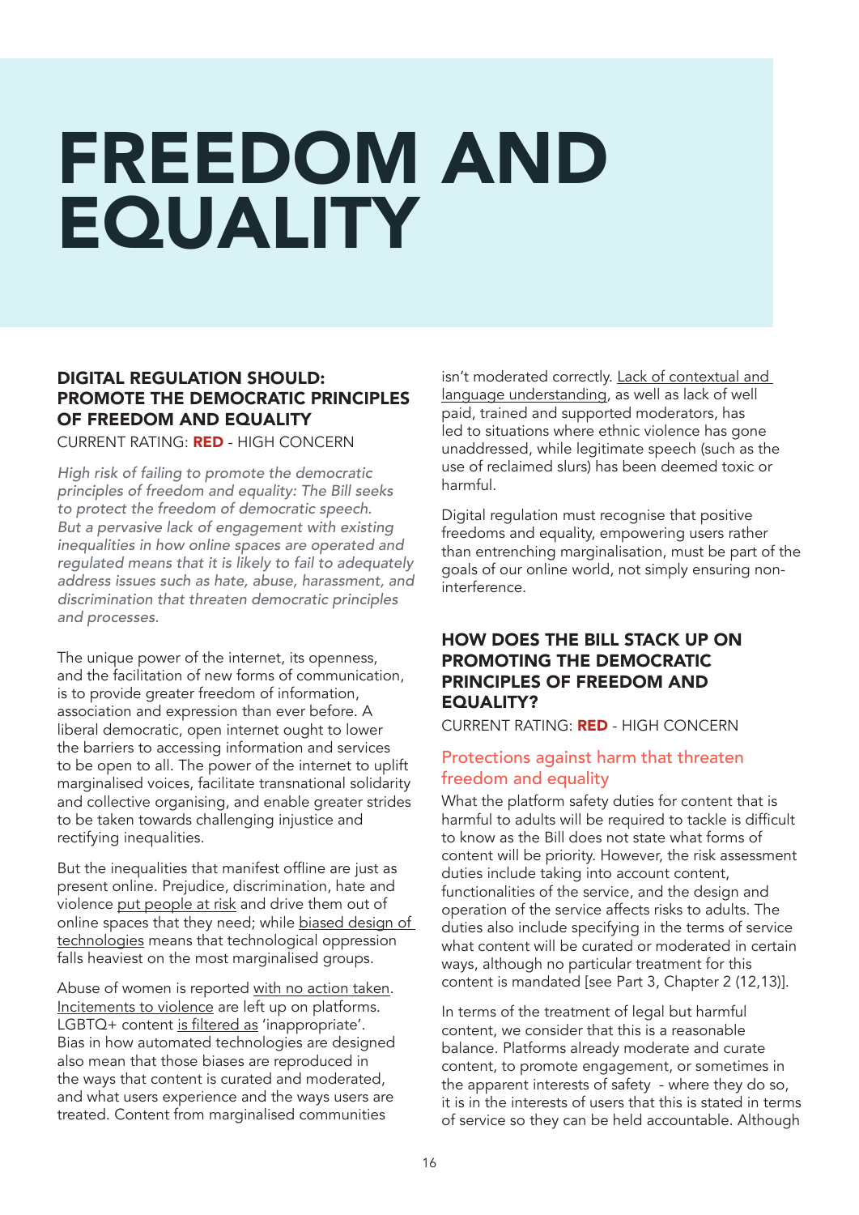# FREEDOM AND EQUALITY

### DIGITAL REGULATION SHOULD: PROMOTE THE DEMOCRATIC PRINCIPLES OF FREEDOM AND EQUALITY

CURRENT RATING: **RED** - HIGH CONCERN

*High risk of failing to promote the democratic principles of freedom and equality: The Bill seeks to protect the freedom of democratic speech. But a pervasive lack of engagement with existing inequalities in how online spaces are operated and regulated means that it is likely to fail to adequately address issues such as hate, abuse, harassment, and discrimination that threaten democratic principles and processes.*

The unique power of the internet, its openness, and the facilitation of new forms of communication, is to provide greater freedom of information, association and expression than ever before. A liberal democratic, open internet ought to lower the barriers to accessing information and services to be open to all. The power of the internet to uplift marginalised voices, facilitate transnational solidarity and collective organising, and enable greater strides to be taken towards challenging injustice and rectifying inequalities.

But the inequalities that manifest offline are just as present online. Prejudice, discrimination, hate and violence put people at risk and drive them out of online spaces that they need; while biased design of technologies means that technological oppression falls heaviest on the most marginalised groups.

Abuse of women is reported with no action taken. Incitements to violence are left up on platforms. LGBTQ+ content is filtered as 'inappropriate'. Bias in how automated technologies are designed also mean that those biases are reproduced in the ways that content is curated and moderated, and what users experience and the ways users are treated. Content from marginalised communities isn't moderated correctly. Lack of contextual and language understanding, as well as lack of well paid, trained and supported moderators, has led to situations where ethnic violence has gone unaddressed, while legitimate speech (such as the use of reclaimed slurs) has been deemed toxic or harmful.

Digital regulation must recognise that positive freedoms and equality, empowering users rather than entrenching marginalisation, must be part of the goals of our online world, not simply ensuring non-interference.

### HOW DOES THE BILL STACK UP ON PROMOTING THE DEMOCRATIC PRINCIPLES OF FREEDOM AND EQUALITY?

CURRENT RATING: **RED** - HIGH CONCERN

#### Protections against harm that threaten freedom and equality

What the platform safety duties for content that is harmful to adults will be required to tackle is difficult to know as the Bill does not state what forms of content will be priority. However, the risk assessment duties include taking into account content, functionalities of the service, and the design and operation of the service affects risks to adults. The duties also include specifying in the terms of service what content will be curated or moderated in certain ways, although no particular treatment for this content is mandated [see Part 3, Chapter 2 (12,13)].

In terms of the treatment of legal but harmful content, we consider that this is a reasonable balance. Platforms already moderate and curate content, to promote engagement, or sometimes in the apparent interests of safety - where they do so, it is in the interests of users that this is stated in terms of service so they can be held accountable. Although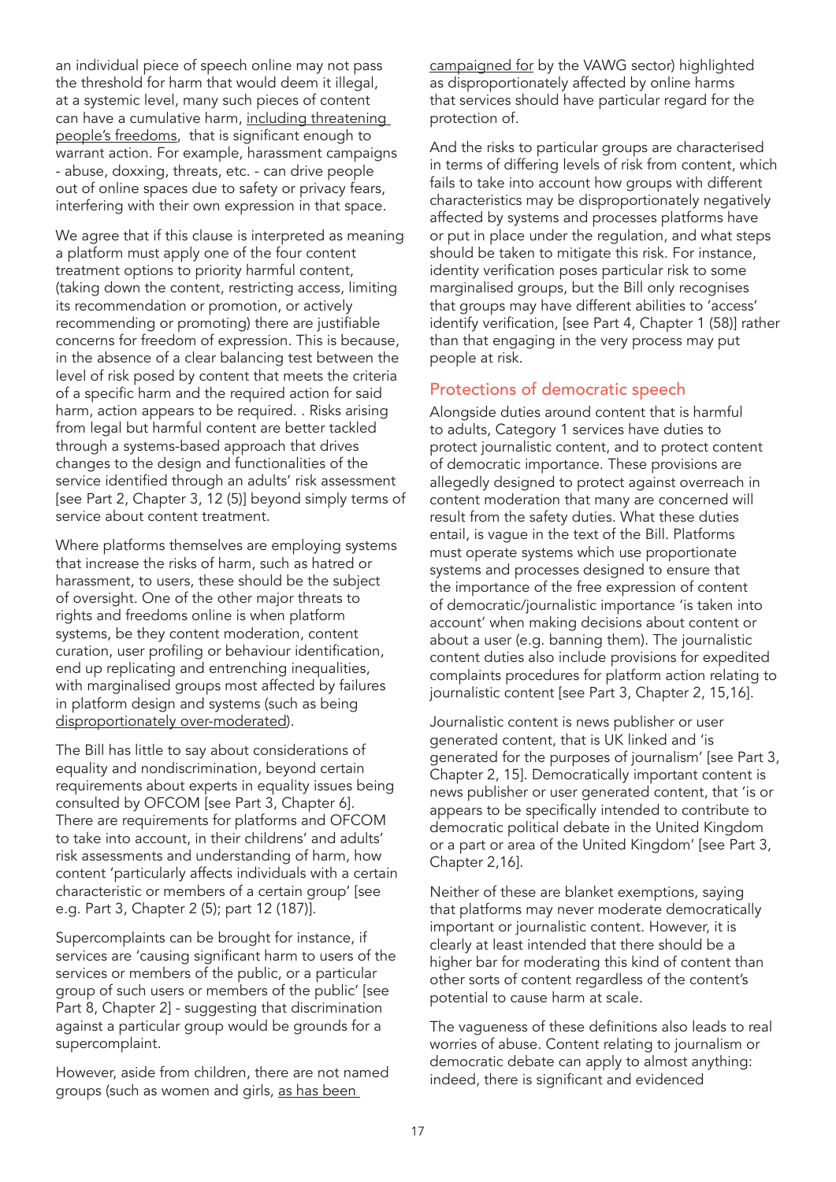an individual piece of speech online may not pass the threshold for harm that would deem it illegal, at a systemic level, many such pieces of content can have a cumulative harm, including threatening people's freedoms, that is significant enough to warrant action. For example, harassment campaigns - abuse, doxxing, threats, etc. - can drive people out of online spaces due to safety or privacy fears, interfering with their own expression in that space.

We agree that if this clause is interpreted as meaning a platform must apply one of the four content treatment options to priority harmful content, (taking down the content, restricting access, limiting its recommendation or promotion, or actively recommending or promoting) there are justifiable concerns for freedom of expression. This is because, in the absence of a clear balancing test between the level of risk posed by content that meets the criteria of a specific harm and the required action for said harm, action appears to be required. . Risks arising from legal but harmful content are better tackled through a systems-based approach that drives changes to the design and functionalities of the service identified through an adults' risk assessment [see Part 2, Chapter 3, 12 (5)] beyond simply terms of service about content treatment.

Where platforms themselves are employing systems that increase the risks of harm, such as hatred or harassment, to users, these should be the subject of oversight. One of the other major threats to rights and freedoms online is when platform systems, be they content moderation, content curation, user profiling or behaviour identification, end up replicating and entrenching inequalities, with marginalised groups most affected by failures in platform design and systems (such as being disproportionately over-moderated).

The Bill has little to say about considerations of equality and nondiscrimination, beyond certain requirements about experts in equality issues being consulted by OFCOM [see Part 3, Chapter 6]. There are requirements for platforms and OFCOM to take into account, in their childrens' and adults' risk assessments and understanding of harm, how content 'particularly affects individuals with a certain characteristic or members of a certain group' [see e.g. Part 3, Chapter 2 (5); part 12 (187)].

Supercomplaints can be brought for instance, if services are 'causing significant harm to users of the services or members of the public, or a particular group of such users or members of the public' [see Part 8, Chapter 2] - suggesting that discrimination against a particular group would be grounds for a supercomplaint.

However, aside from children, there are not named groups (such as women and girls, as has been campaigned for by the VAWG sector) highlighted as disproportionately affected by online harms that services should have particular regard for the protection of.

And the risks to particular groups are characterised in terms of differing levels of risk from content, which fails to take into account how groups with different characteristics may be disproportionately negatively affected by systems and processes platforms have or put in place under the regulation, and what steps should be taken to mitigate this risk. For instance, identity verification poses particular risk to some marginalised groups, but the Bill only recognises that groups may have different abilities to 'access' identify verification, [see Part 4, Chapter 1 (58)] rather than that engaging in the very process may put people at risk.

## Protections of democratic speech

Alongside duties around content that is harmful to adults, Category 1 services have duties to protect journalistic content, and to protect content of democratic importance. These provisions are allegedly designed to protect against overreach in content moderation that many are concerned will result from the safety duties. What these duties entail, is vague in the text of the Bill. Platforms must operate systems which use proportionate systems and processes designed to ensure that the importance of the free expression of content of democratic/journalistic importance 'is taken into account' when making decisions about content or about a user (e.g. banning them). The journalistic content duties also include provisions for expedited complaints procedures for platform action relating to journalistic content [see Part 3, Chapter 2, 15,16].

Journalistic content is news publisher or user generated content, that is UK linked and 'is generated for the purposes of journalism' [see Part 3, Chapter 2, 15]. Democratically important content is news publisher or user generated content, that 'is or appears to be specifically intended to contribute to democratic political debate in the United Kingdom or a part or area of the United Kingdom' [see Part 3, Chapter 2,16].

Neither of these are blanket exemptions, saying that platforms may never moderate democratically important or journalistic content. However, it is clearly at least intended that there should be a higher bar for moderating this kind of content than other sorts of content regardless of the content's potential to cause harm at scale.

The vagueness of these definitions also leads to real worries of abuse. Content relating to journalism or democratic debate can apply to almost anything: indeed, there is significant and evidenced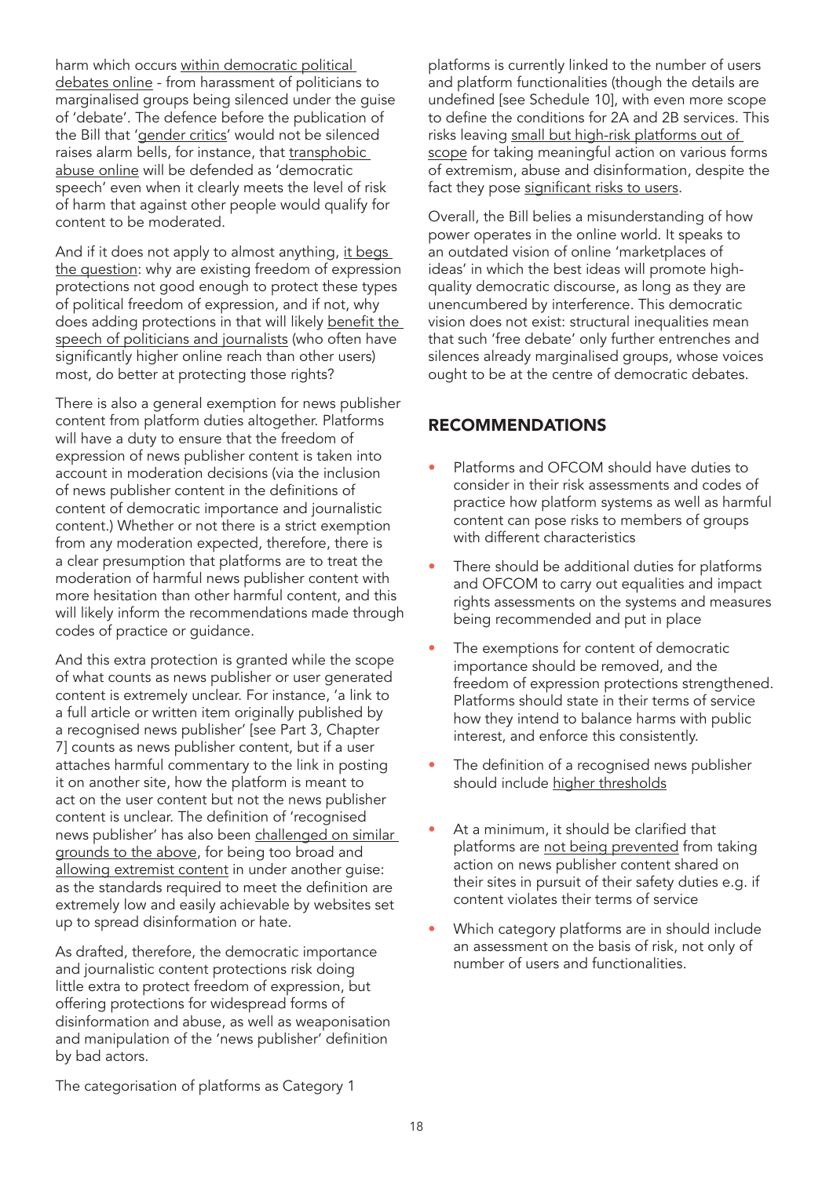harm which occurs within democratic political debates online - from harassment of politicians to marginalised groups being silenced under the guise of 'debate'. The defence before the publication of the Bill that 'gender critics' would not be silenced raises alarm bells, for instance, that transphobic abuse online will be defended as 'democratic speech' even when it clearly meets the level of risk of harm that against other people would qualify for content to be moderated.

And if it does not apply to almost anything, it begs the question: why are existing freedom of expression protections not good enough to protect these types of political freedom of expression, and if not, why does adding protections in that will likely benefit the speech of politicians and journalists (who often have significantly higher online reach than other users) most, do better at protecting those rights?

There is also a general exemption for news publisher content from platform duties altogether. Platforms will have a duty to ensure that the freedom of expression of news publisher content is taken into account in moderation decisions (via the inclusion of news publisher content in the definitions of content of democratic importance and journalistic content.) Whether or not there is a strict exemption from any moderation expected, therefore, there is a clear presumption that platforms are to treat the moderation of harmful news publisher content with more hesitation than other harmful content, and this will likely inform the recommendations made through codes of practice or guidance.

And this extra protection is granted while the scope of what counts as news publisher or user generated content is extremely unclear. For instance, 'a link to a full article or written item originally published by a recognised news publisher' [see Part 3, Chapter 7] counts as news publisher content, but if a user attaches harmful commentary to the link in posting it on another site, how the platform is meant to act on the user content but not the news publisher content is unclear. The definition of 'recognised news publisher' has also been challenged on similar grounds to the above, for being too broad and allowing extremist content in under another guise: as the standards required to meet the definition are extremely low and easily achievable by websites set up to spread disinformation or hate.

As drafted, therefore, the democratic importance and journalistic content protections risk doing little extra to protect freedom of expression, but offering protections for widespread forms of disinformation and abuse, as well as weaponisation and manipulation of the 'news publisher' definition by bad actors.

The categorisation of platforms as Category 1 platforms is currently linked to the number of users and platform functionalities (though the details are undefined [see Schedule 10], with even more scope to define the conditions for 2A and 2B services. This risks leaving small but high-risk platforms out of scope for taking meaningful action on various forms of extremism, abuse and disinformation, despite the fact they pose significant risks to users.

Overall, the Bill belies a misunderstanding of how power operates in the online world. It speaks to an outdated vision of online 'marketplaces of ideas' in which the best ideas will promote high-quality democratic discourse, as long as they are unencumbered by interference. This democratic vision does not exist: structural inequalities mean that such 'free debate' only further entrenches and silences already marginalised groups, whose voices ought to be at the centre of democratic debates.

## RECOMMENDATIONS

- Platforms and OFCOM should have duties to consider in their risk assessments and codes of practice how platform systems as well as harmful content can pose risks to members of groups with different characteristics
- There should be additional duties for platforms and OFCOM to carry out equalities and impact rights assessments on the systems and measures being recommended and put in place
- The exemptions for content of democratic importance should be removed, and the freedom of expression protections strengthened. Platforms should state in their terms of service how they intend to balance harms with public interest, and enforce this consistently.
- The definition of a recognised news publisher should include higher thresholds
- At a minimum, it should be clarified that platforms are not being prevented from taking action on news publisher content shared on their sites in pursuit of their safety duties e.g. if content violates their terms of service
- Which category platforms are in should include an assessment on the basis of risk, not only of number of users and functionalities.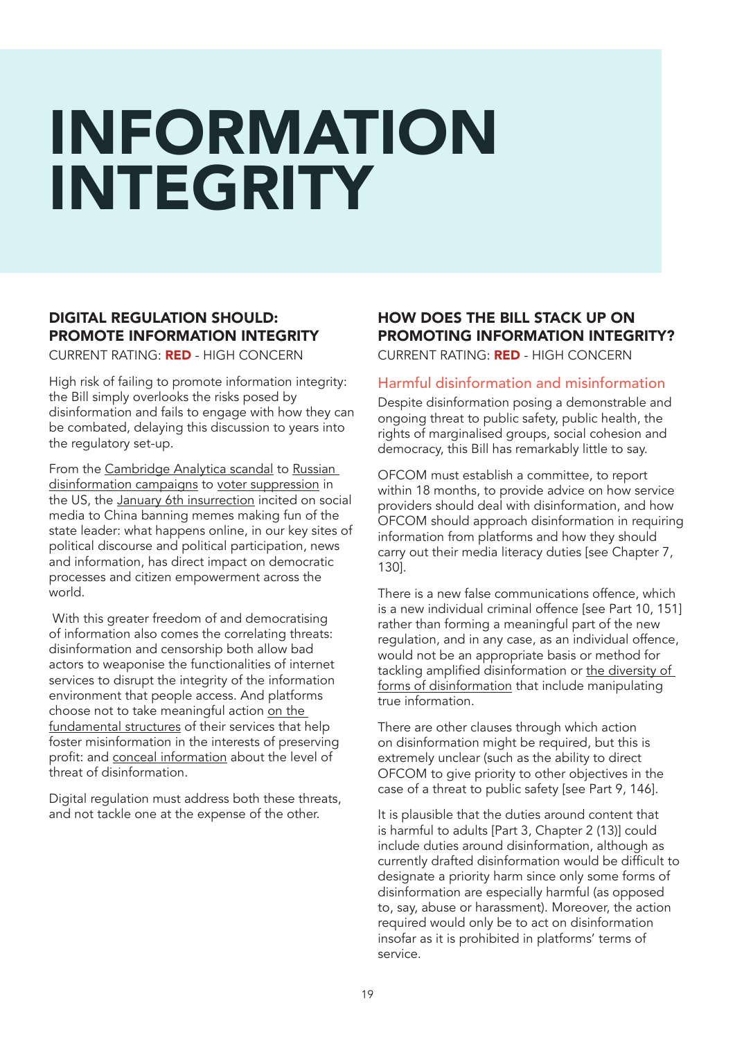# INFORMATION INTEGRITY

### DIGITAL REGULATION SHOULD: PROMOTE INFORMATION INTEGRITY

CURRENT RATING: **RED** - HIGH CONCERN

High risk of failing to promote information integrity: the Bill simply overlooks the risks posed by disinformation and fails to engage with how they can be combated, delaying this discussion to years into the regulatory set-up.

From the Cambridge Analytica scandal to Russian disinformation campaigns to voter suppression in the US, the January 6th insurrection incited on social media to China banning memes making fun of the state leader: what happens online, in our key sites of political discourse and political participation, news and information, has direct impact on democratic processes and citizen empowerment across the world.

With this greater freedom of and democratising of information also comes the correlating threats: disinformation and censorship both allow bad actors to weaponise the functionalities of internet services to disrupt the integrity of the information environment that people access. And platforms choose not to take meaningful action on the fundamental structures of their services that help foster misinformation in the interests of preserving profit: and conceal information about the level of threat of disinformation.

Digital regulation must address both these threats, and not tackle one at the expense of the other.

### HOW DOES THE BILL STACK UP ON PROMOTING INFORMATION INTEGRITY?

CURRENT RATING: **RED** - HIGH CONCERN

#### Harmful disinformation and misinformation

Despite disinformation posing a demonstrable and ongoing threat to public safety, public health, the rights of marginalised groups, social cohesion and democracy, this Bill has remarkably little to say.

OFCOM must establish a committee, to report within 18 months, to provide advice on how service providers should deal with disinformation, and how OFCOM should approach disinformation in requiring information from platforms and how they should carry out their media literacy duties [see Chapter 7, 130].

There is a new false communications offence, which is a new individual criminal offence [see Part 10, 151] rather than forming a meaningful part of the new regulation, and in any case, as an individual offence, would not be an appropriate basis or method for tackling amplified disinformation or the diversity of forms of disinformation that include manipulating true information.

There are other clauses through which action on disinformation might be required, but this is extremely unclear (such as the ability to direct OFCOM to give priority to other objectives in the case of a threat to public safety [see Part 9, 146].

It is plausible that the duties around content that is harmful to adults [Part 3, Chapter 2 (13)] could include duties around disinformation, although as currently drafted disinformation would be difficult to designate a priority harm since only some forms of disinformation are especially harmful (as opposed to, say, abuse or harassment). Moreover, the action required would only be to act on disinformation insofar as it is prohibited in platforms' terms of service.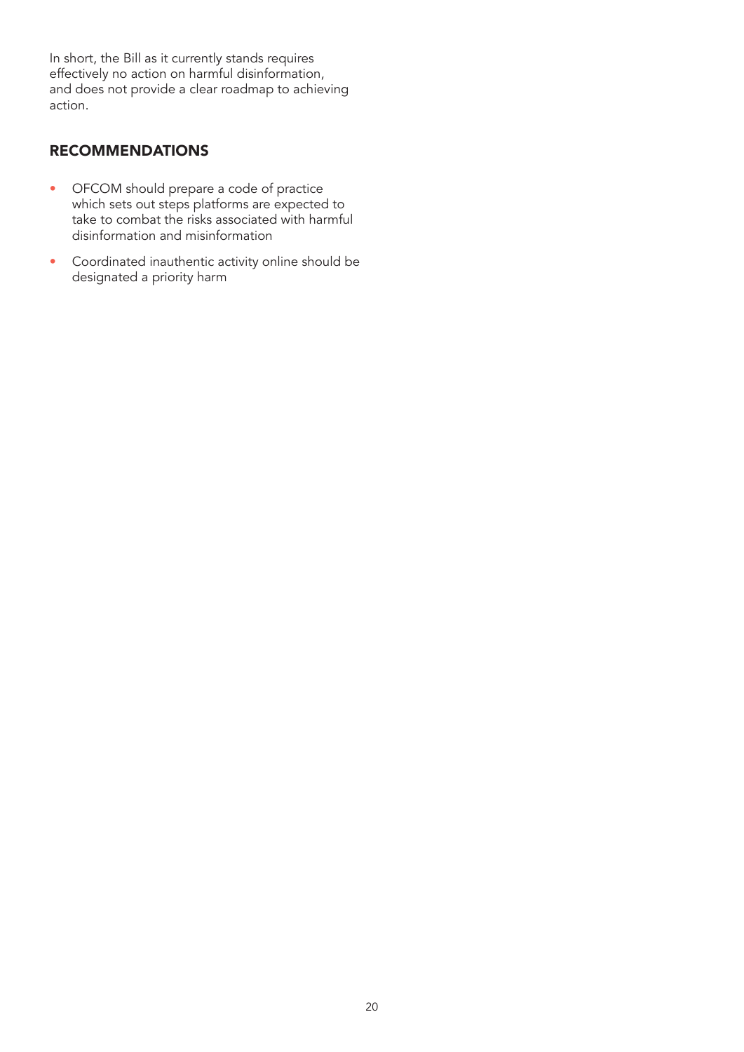In short, the Bill as it currently stands requires effectively no action on harmful disinformation, and does not provide a clear roadmap to achieving action.

## RECOMMENDATIONS

- OFCOM should prepare a code of practice which sets out steps platforms are expected to take to combat the risks associated with harmful disinformation and misinformation
- Coordinated inauthentic activity online should be designated a priority harm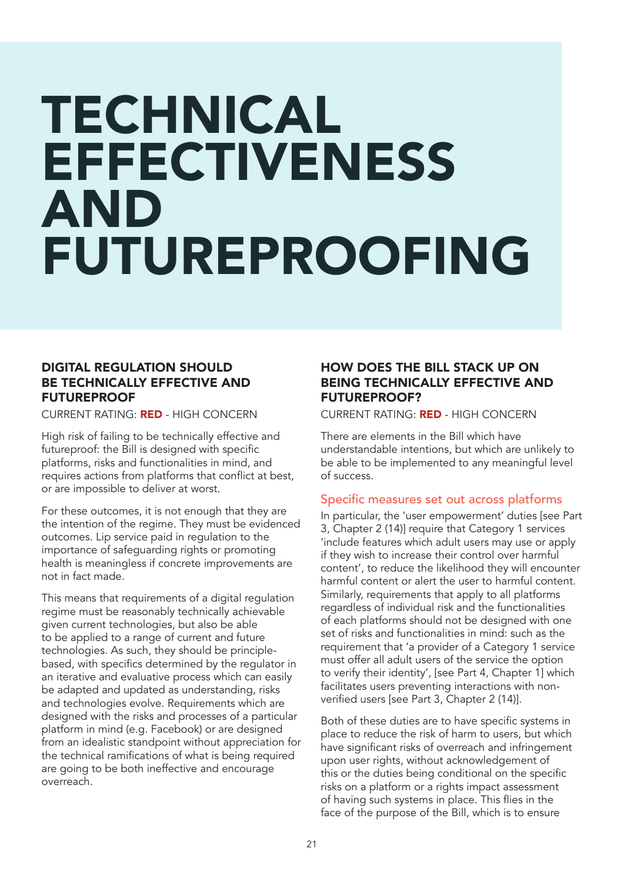# TECHNICAL EFFECTIVENESS AND FUTUREPROOFING

## DIGITAL REGULATION SHOULD BE TECHNICALLY EFFECTIVE AND FUTUREPROOF

CURRENT RATING: **RED** - HIGH CONCERN

High risk of failing to be technically effective and futureproof: the Bill is designed with specific platforms, risks and functionalities in mind, and requires actions from platforms that conflict at best, or are impossible to deliver at worst.

For these outcomes, it is not enough that they are the intention of the regime. They must be evidenced outcomes. Lip service paid in regulation to the importance of safeguarding rights or promoting health is meaningless if concrete improvements are not in fact made.

This means that requirements of a digital regulation regime must be reasonably technically achievable given current technologies, but also be able to be applied to a range of current and future technologies. As such, they should be principle-based, with specifics determined by the regulator in an iterative and evaluative process which can easily be adapted and updated as understanding, risks and technologies evolve. Requirements which are designed with the risks and processes of a particular platform in mind (e.g. Facebook) or are designed from an idealistic standpoint without appreciation for the technical ramifications of what is being required are going to be both ineffective and encourage overreach.

## HOW DOES THE BILL STACK UP ON BEING TECHNICALLY EFFECTIVE AND FUTUREPROOF?

CURRENT RATING: **RED** - HIGH CONCERN

There are elements in the Bill which have understandable intentions, but which are unlikely to be able to be implemented to any meaningful level of success.

### Specific measures set out across platforms

In particular, the 'user empowerment' duties [see Part 3, Chapter 2 (14)] require that Category 1 services 'include features which adult users may use or apply if they wish to increase their control over harmful content', to reduce the likelihood they will encounter harmful content or alert the user to harmful content. Similarly, requirements that apply to all platforms regardless of individual risk and the functionalities of each platforms should not be designed with one set of risks and functionalities in mind: such as the requirement that 'a provider of a Category 1 service must offer all adult users of the service the option to verify their identity', [see Part 4, Chapter 1] which facilitates users preventing interactions with non-verified users [see Part 3, Chapter 2 (14)].

Both of these duties are to have specific systems in place to reduce the risk of harm to users, but which have significant risks of overreach and infringement upon user rights, without acknowledgement of this or the duties being conditional on the specific risks on a platform or a rights impact assessment of having such systems in place. This flies in the face of the purpose of the Bill, which is to ensure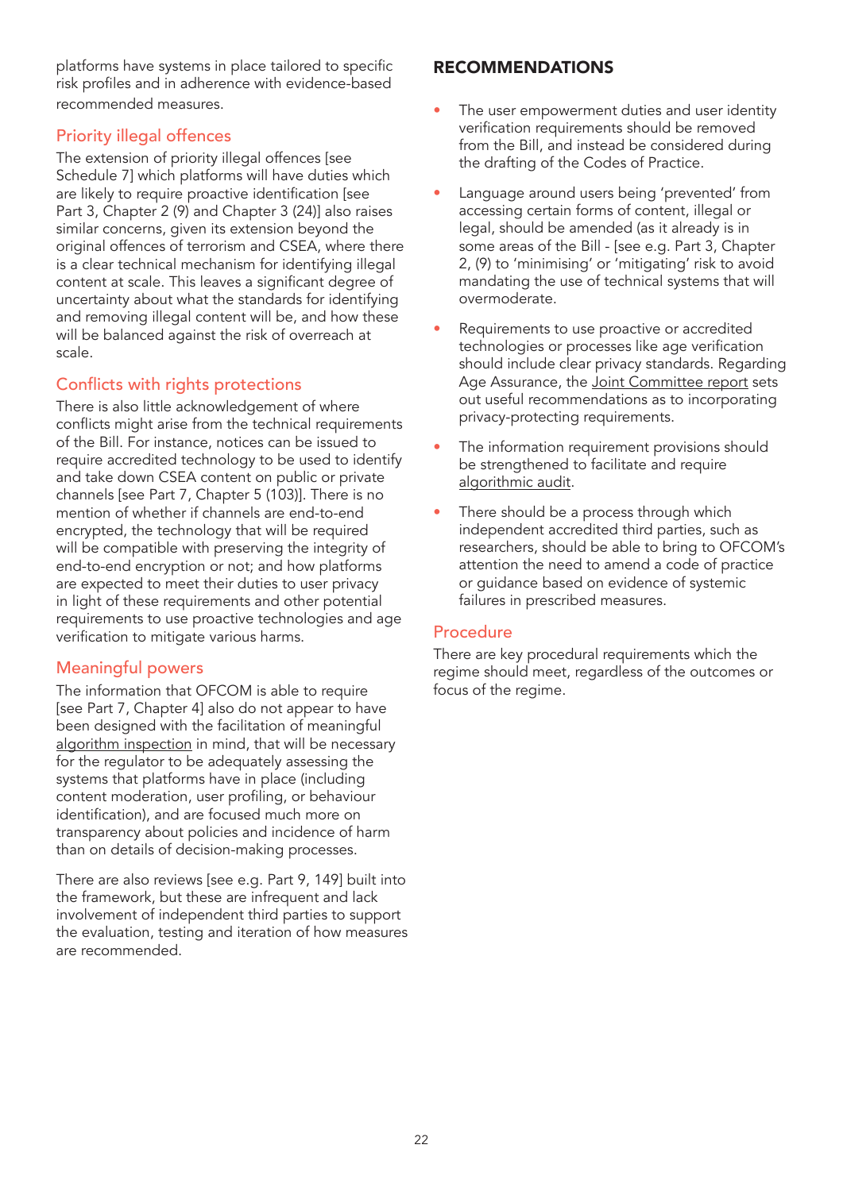platforms have systems in place tailored to specific risk profiles and in adherence with evidence-based recommended measures.

### Priority illegal offences

The extension of priority illegal offences [see Schedule 7] which platforms will have duties which are likely to require proactive identification [see Part 3, Chapter 2 (9) and Chapter 3 (24)] also raises similar concerns, given its extension beyond the original offences of terrorism and CSEA, where there is a clear technical mechanism for identifying illegal content at scale. This leaves a significant degree of uncertainty about what the standards for identifying and removing illegal content will be, and how these will be balanced against the risk of overreach at scale.

### Conflicts with rights protections

There is also little acknowledgement of where conflicts might arise from the technical requirements of the Bill. For instance, notices can be issued to require accredited technology to be used to identify and take down CSEA content on public or private channels [see Part 7, Chapter 5 (103)]. There is no mention of whether if channels are end-to-end encrypted, the technology that will be required will be compatible with preserving the integrity of end-to-end encryption or not; and how platforms are expected to meet their duties to user privacy in light of these requirements and other potential requirements to use proactive technologies and age verification to mitigate various harms.

### Meaningful powers

The information that OFCOM is able to require [see Part 7, Chapter 4] also do not appear to have been designed with the facilitation of meaningful algorithm inspection in mind, that will be necessary for the regulator to be adequately assessing the systems that platforms have in place (including content moderation, user profiling, or behaviour identification), and are focused much more on transparency about policies and incidence of harm than on details of decision-making processes.

There are also reviews [see e.g. Part 9, 149] built into the framework, but these are infrequent and lack involvement of independent third parties to support the evaluation, testing and iteration of how measures are recommended.

## RECOMMENDATIONS

- The user empowerment duties and user identity verification requirements should be removed from the Bill, and instead be considered during the drafting of the Codes of Practice.
- Language around users being 'prevented' from accessing certain forms of content, illegal or legal, should be amended (as it already is in some areas of the Bill - [see e.g. Part 3, Chapter 2, (9) to 'minimising' or 'mitigating' risk to avoid mandating the use of technical systems that will overmoderate.
- Requirements to use proactive or accredited technologies or processes like age verification should include clear privacy standards. Regarding Age Assurance, the Joint Committee report sets out useful recommendations as to incorporating privacy-protecting requirements.
- The information requirement provisions should be strengthened to facilitate and require algorithmic audit.
- There should be a process through which independent accredited third parties, such as researchers, should be able to bring to OFCOM's attention the need to amend a code of practice or guidance based on evidence of systemic failures in prescribed measures.

### Procedure

There are key procedural requirements which the regime should meet, regardless of the outcomes or focus of the regime.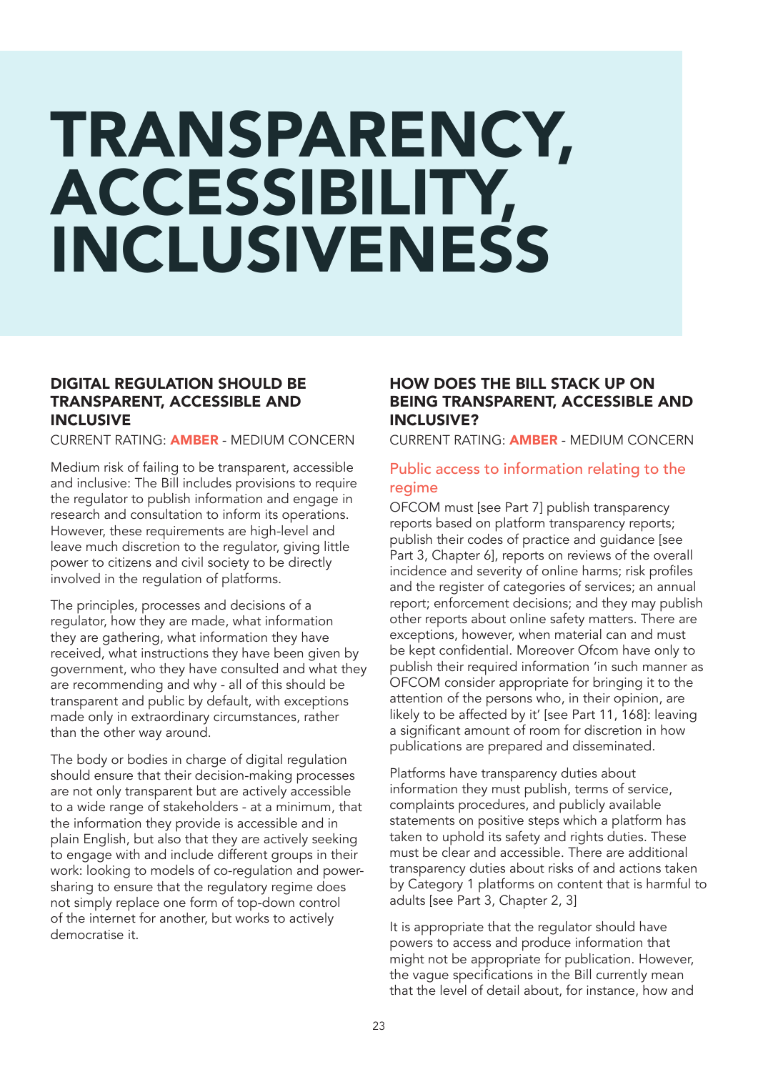# TRANSPARENCY, ACCESSIBILITY, INCLUSIVENESS

## DIGITAL REGULATION SHOULD BE TRANSPARENT, ACCESSIBLE AND INCLUSIVE

CURRENT RATING: **AMBER** - MEDIUM CONCERN

Medium risk of failing to be transparent, accessible and inclusive: The Bill includes provisions to require the regulator to publish information and engage in research and consultation to inform its operations. However, these requirements are high-level and leave much discretion to the regulator, giving little power to citizens and civil society to be directly involved in the regulation of platforms.

The principles, processes and decisions of a regulator, how they are made, what information they are gathering, what information they have received, what instructions they have been given by government, who they have consulted and what they are recommending and why - all of this should be transparent and public by default, with exceptions made only in extraordinary circumstances, rather than the other way around.

The body or bodies in charge of digital regulation should ensure that their decision-making processes are not only transparent but are actively accessible to a wide range of stakeholders - at a minimum, that the information they provide is accessible and in plain English, but also that they are actively seeking to engage with and include different groups in their work: looking to models of co-regulation and power-sharing to ensure that the regulatory regime does not simply replace one form of top-down control of the internet for another, but works to actively democratise it.

## HOW DOES THE BILL STACK UP ON BEING TRANSPARENT, ACCESSIBLE AND INCLUSIVE?

CURRENT RATING: **AMBER** - MEDIUM CONCERN

### Public access to information relating to the regime

OFCOM must [see Part 7] publish transparency reports based on platform transparency reports; publish their codes of practice and guidance [see Part 3, Chapter 6], reports on reviews of the overall incidence and severity of online harms; risk profiles and the register of categories of services; an annual report; enforcement decisions; and they may publish other reports about online safety matters. There are exceptions, however, when material can and must be kept confidential. Moreover Ofcom have only to publish their required information 'in such manner as OFCOM consider appropriate for bringing it to the attention of the persons who, in their opinion, are likely to be affected by it' [see Part 11, 168]: leaving a significant amount of room for discretion in how publications are prepared and disseminated.

Platforms have transparency duties about information they must publish, terms of service, complaints procedures, and publicly available statements on positive steps which a platform has taken to uphold its safety and rights duties. These must be clear and accessible. There are additional transparency duties about risks of and actions taken by Category 1 platforms on content that is harmful to adults [see Part 3, Chapter 2, 3]

It is appropriate that the regulator should have powers to access and produce information that might not be appropriate for publication. However, the vague specifications in the Bill currently mean that the level of detail about, for instance, how and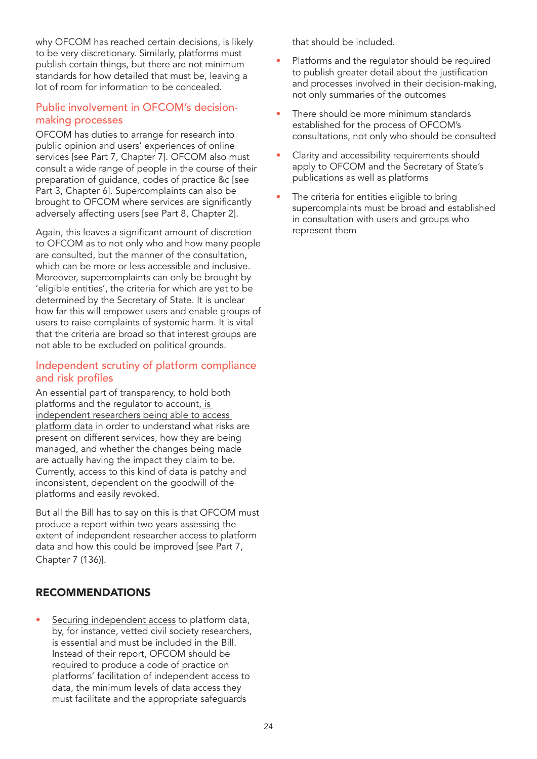why OFCOM has reached certain decisions, is likely to be very discretionary. Similarly, platforms must publish certain things, but there are not minimum standards for how detailed that must be, leaving a lot of room for information to be concealed.

## Public involvement in OFCOM's decision-making processes

OFCOM has duties to arrange for research into public opinion and users' experiences of online services [see Part 7, Chapter 7]. OFCOM also must consult a wide range of people in the course of their preparation of guidance, codes of practice &c [see Part 3, Chapter 6]. Supercomplaints can also be brought to OFCOM where services are significantly adversely affecting users [see Part 8, Chapter 2].

Again, this leaves a significant amount of discretion to OFCOM as to not only who and how many people are consulted, but the manner of the consultation, which can be more or less accessible and inclusive. Moreover, supercomplaints can only be brought by 'eligible entities', the criteria for which are yet to be determined by the Secretary of State. It is unclear how far this will empower users and enable groups of users to raise complaints of systemic harm. It is vital that the criteria are broad so that interest groups are not able to be excluded on political grounds.

## Independent scrutiny of platform compliance and risk profiles

An essential part of transparency, to hold both platforms and the regulator to account, is independent researchers being able to access platform data in order to understand what risks are present on different services, how they are being managed, and whether the changes being made are actually having the impact they claim to be. Currently, access to this kind of data is patchy and inconsistent, dependent on the goodwill of the platforms and easily revoked.

But all the Bill has to say on this is that OFCOM must produce a report within two years assessing the extent of independent researcher access to platform data and how this could be improved [see Part 7, Chapter 7 (136)].

## RECOMMENDATIONS

- Securing independent access to platform data, by, for instance, vetted civil society researchers, is essential and must be included in the Bill. Instead of their report, OFCOM should be required to produce a code of practice on platforms' facilitation of independent access to data, the minimum levels of data access they must facilitate and the appropriate safeguards that should be included.
- Platforms and the regulator should be required to publish greater detail about the justification and processes involved in their decision-making, not only summaries of the outcomes
- There should be more minimum standards established for the process of OFCOM's consultations, not only who should be consulted
- Clarity and accessibility requirements should apply to OFCOM and the Secretary of State's publications as well as platforms
- The criteria for entities eligible to bring supercomplaints must be broad and established in consultation with users and groups who represent them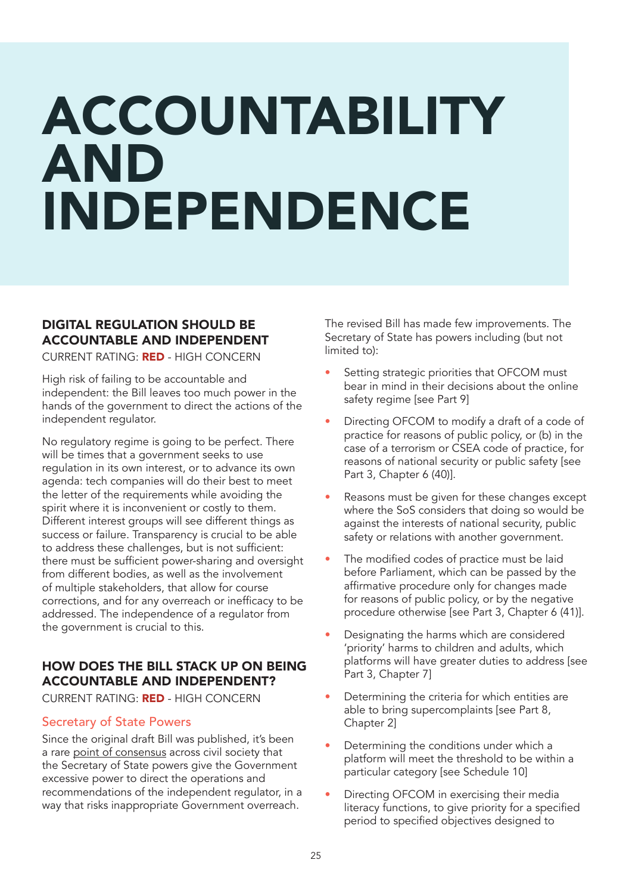# ACCOUNTABILITY AND INDEPENDENCE

## DIGITAL REGULATION SHOULD BE ACCOUNTABLE AND INDEPENDENT

CURRENT RATING: **RED** - HIGH CONCERN

High risk of failing to be accountable and independent: the Bill leaves too much power in the hands of the government to direct the actions of the independent regulator.

No regulatory regime is going to be perfect. There will be times that a government seeks to use regulation in its own interest, or to advance its own agenda: tech companies will do their best to meet the letter of the requirements while avoiding the spirit where it is inconvenient or costly to them. Different interest groups will see different things as success or failure. Transparency is crucial to be able to address these challenges, but is not sufficient: there must be sufficient power-sharing and oversight from different bodies, as well as the involvement of multiple stakeholders, that allow for course corrections, and for any overreach or inefficacy to be addressed. The independence of a regulator from the government is crucial to this.

## HOW DOES THE BILL STACK UP ON BEING ACCOUNTABLE AND INDEPENDENT?

CURRENT RATING: **RED** - HIGH CONCERN

### Secretary of State Powers

Since the original draft Bill was published, it's been a rare point of consensus across civil society that the Secretary of State powers give the Government excessive power to direct the operations and recommendations of the independent regulator, in a way that risks inappropriate Government overreach.

The revised Bill has made few improvements. The Secretary of State has powers including (but not limited to):

- Setting strategic priorities that OFCOM must bear in mind in their decisions about the online safety regime [see Part 9]
- Directing OFCOM to modify a draft of a code of practice for reasons of public policy, or (b) in the case of a terrorism or CSEA code of practice, for reasons of national security or public safety [see Part 3, Chapter 6 (40)].
- Reasons must be given for these changes except where the SoS considers that doing so would be against the interests of national security, public safety or relations with another government.
- The modified codes of practice must be laid before Parliament, which can be passed by the affirmative procedure only for changes made for reasons of public policy, or by the negative procedure otherwise [see Part 3, Chapter 6 (41)].
- Designating the harms which are considered 'priority' harms to children and adults, which platforms will have greater duties to address [see Part 3, Chapter 7]
- Determining the criteria for which entities are able to bring supercomplaints [see Part 8, Chapter 2]
- Determining the conditions under which a platform will meet the threshold to be within a particular category [see Schedule 10]
- Directing OFCOM in exercising their media literacy functions, to give priority for a specified period to specified objectives designed to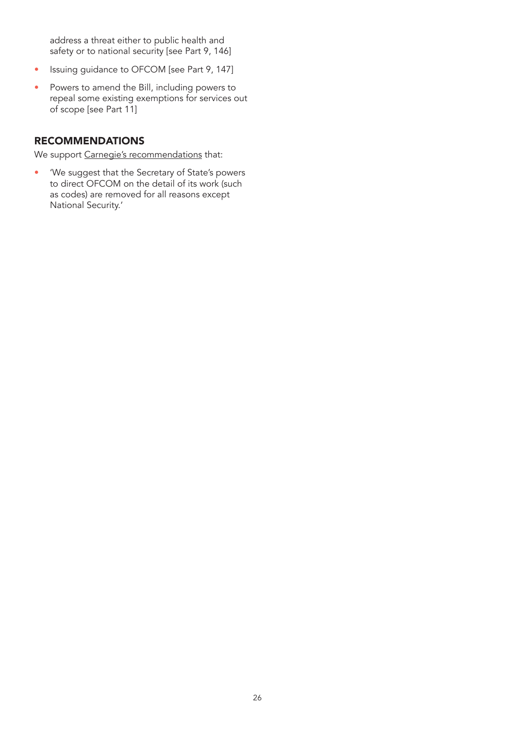address a threat either to public health and safety or to national security [see Part 9, 146]

- Issuing guidance to OFCOM [see Part 9, 147]
- Powers to amend the Bill, including powers to repeal some existing exemptions for services out of scope [see Part 11]

## RECOMMENDATIONS

We support Carnegie's recommendations that:

- 'We suggest that the Secretary of State's powers to direct OFCOM on the detail of its work (such as codes) are removed for all reasons except National Security.'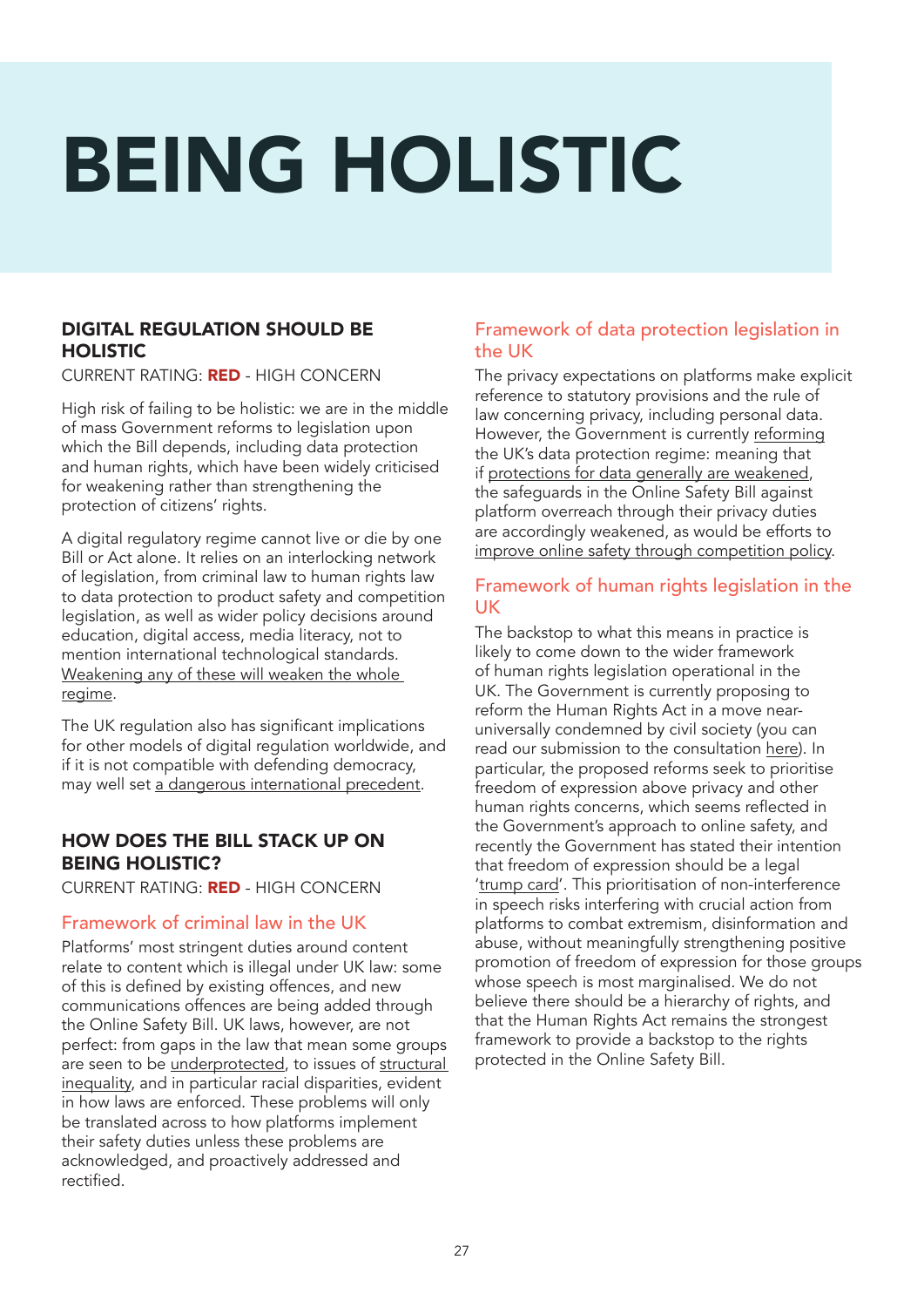# BEING HOLISTIC

## DIGITAL REGULATION SHOULD BE HOLISTIC

CURRENT RATING: **RED** - HIGH CONCERN

High risk of failing to be holistic: we are in the middle of mass Government reforms to legislation upon which the Bill depends, including data protection and human rights, which have been widely criticised for weakening rather than strengthening the protection of citizens' rights.

A digital regulatory regime cannot live or die by one Bill or Act alone. It relies on an interlocking network of legislation, from criminal law to human rights law to data protection to product safety and competition legislation, as well as wider policy decisions around education, digital access, media literacy, not to mention international technological standards. Weakening any of these will weaken the whole regime.

The UK regulation also has significant implications for other models of digital regulation worldwide, and if it is not compatible with defending democracy, may well set a dangerous international precedent.

## HOW DOES THE BILL STACK UP ON BEING HOLISTIC?

CURRENT RATING: **RED** - HIGH CONCERN

### Framework of criminal law in the UK

Platforms' most stringent duties around content relate to content which is illegal under UK law: some of this is defined by existing offences, and new communications offences are being added through the Online Safety Bill. UK laws, however, are not perfect: from gaps in the law that mean some groups are seen to be underprotected, to issues of structural inequality, and in particular racial disparities, evident in how laws are enforced. These problems will only be translated across to how platforms implement their safety duties unless these problems are acknowledged, and proactively addressed and rectified.

### Framework of data protection legislation in the UK

The privacy expectations on platforms make explicit reference to statutory provisions and the rule of law concerning privacy, including personal data. However, the Government is currently reforming the UK's data protection regime: meaning that if protections for data generally are weakened, the safeguards in the Online Safety Bill against platform overreach through their privacy duties are accordingly weakened, as would be efforts to improve online safety through competition policy.

### Framework of human rights legislation in the UK

The backstop to what this means in practice is likely to come down to the wider framework of human rights legislation operational in the UK. The Government is currently proposing to reform the Human Rights Act in a move near-universally condemned by civil society (you can read our submission to the consultation here). In particular, the proposed reforms seek to prioritise freedom of expression above privacy and other human rights concerns, which seems reflected in the Government's approach to online safety, and recently the Government has stated their intention that freedom of expression should be a legal 'trump card'. This prioritisation of non-interference in speech risks interfering with crucial action from platforms to combat extremism, disinformation and abuse, without meaningfully strengthening positive promotion of freedom of expression for those groups whose speech is most marginalised. We do not believe there should be a hierarchy of rights, and that the Human Rights Act remains the strongest framework to provide a backstop to the rights protected in the Online Safety Bill.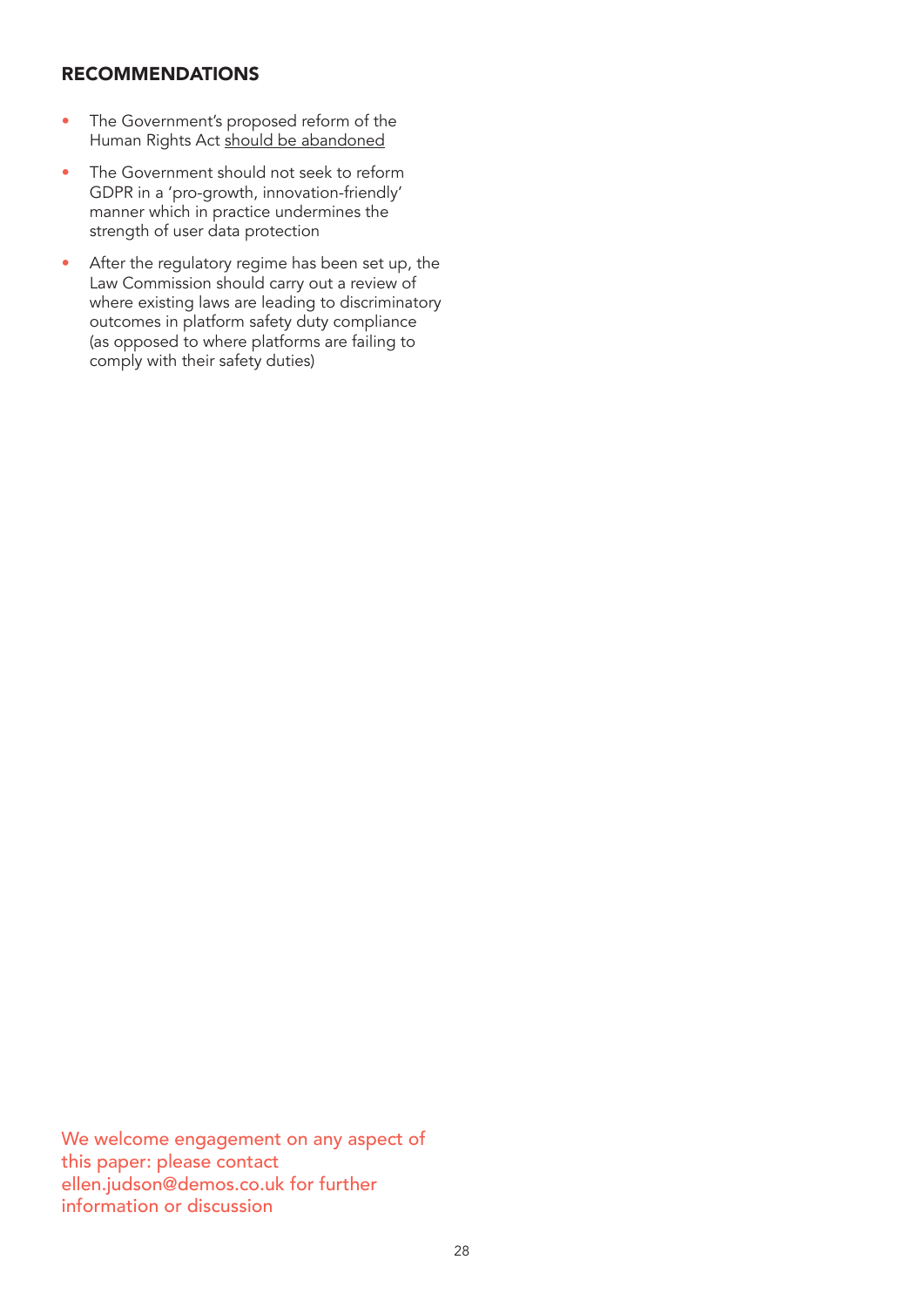### RECOMMENDATIONS

- The Government's proposed reform of the Human Rights Act should be abandoned
- The Government should not seek to reform GDPR in a 'pro-growth, innovation-friendly' manner which in practice undermines the strength of user data protection
- After the regulatory regime has been set up, the Law Commission should carry out a review of where existing laws are leading to discriminatory outcomes in platform safety duty compliance (as opposed to where platforms are failing to comply with their safety duties)

We welcome engagement on any aspect of this paper: please contact ellen.judson@demos.co.uk for further information or discussion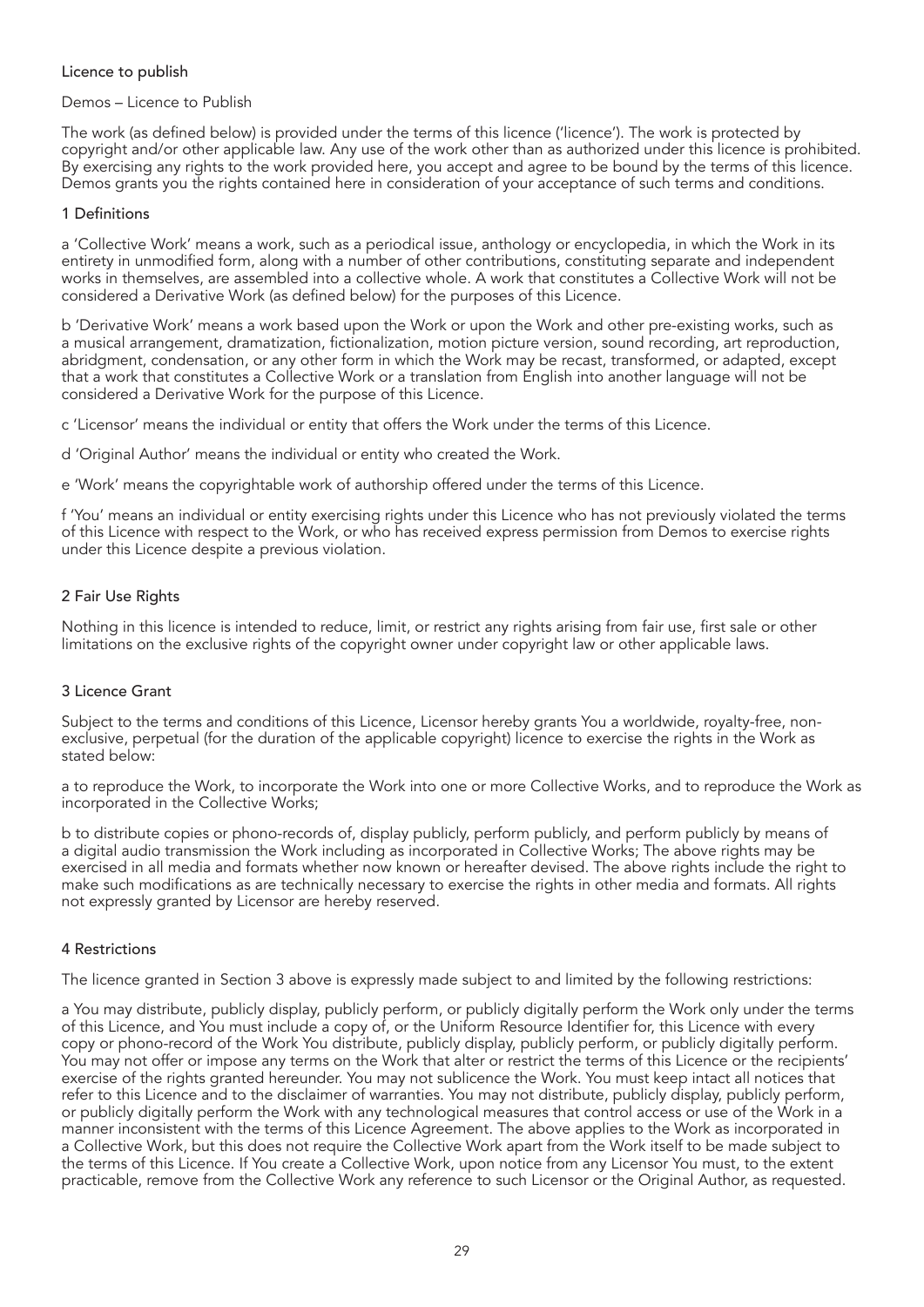# Licence to publish

Demos – Licence to Publish

The work (as defined below) is provided under the terms of this licence ('licence'). The work is protected by copyright and/or other applicable law. Any use of the work other than as authorized under this licence is prohibited. By exercising any rights to the work provided here, you accept and agree to be bound by the terms of this licence. Demos grants you the rights contained here in consideration of your acceptance of such terms and conditions.

## 1 Definitions

a 'Collective Work' means a work, such as a periodical issue, anthology or encyclopedia, in which the Work in its entirety in unmodified form, along with a number of other contributions, constituting separate and independent works in themselves, are assembled into a collective whole. A work that constitutes a Collective Work will not be considered a Derivative Work (as defined below) for the purposes of this Licence.

b 'Derivative Work' means a work based upon the Work or upon the Work and other pre-existing works, such as a musical arrangement, dramatization, fictionalization, motion picture version, sound recording, art reproduction, abridgment, condensation, or any other form in which the Work may be recast, transformed, or adapted, except that a work that constitutes a Collective Work or a translation from English into another language will not be considered a Derivative Work for the purpose of this Licence.

c 'Licensor' means the individual or entity that offers the Work under the terms of this Licence.

d 'Original Author' means the individual or entity who created the Work.

e 'Work' means the copyrightable work of authorship offered under the terms of this Licence.

f 'You' means an individual or entity exercising rights under this Licence who has not previously violated the terms of this Licence with respect to the Work, or who has received express permission from Demos to exercise rights under this Licence despite a previous violation.

## 2 Fair Use Rights

Nothing in this licence is intended to reduce, limit, or restrict any rights arising from fair use, first sale or other limitations on the exclusive rights of the copyright owner under copyright law or other applicable laws.

## 3 Licence Grant

Subject to the terms and conditions of this Licence, Licensor hereby grants You a worldwide, royalty-free, non-exclusive, perpetual (for the duration of the applicable copyright) licence to exercise the rights in the Work as stated below:

a to reproduce the Work, to incorporate the Work into one or more Collective Works, and to reproduce the Work as incorporated in the Collective Works;

b to distribute copies or phono-records of, display publicly, perform publicly, and perform publicly by means of a digital audio transmission the Work including as incorporated in Collective Works; The above rights may be exercised in all media and formats whether now known or hereafter devised. The above rights include the right to make such modifications as are technically necessary to exercise the rights in other media and formats. All rights not expressly granted by Licensor are hereby reserved.

## 4 Restrictions

The licence granted in Section 3 above is expressly made subject to and limited by the following restrictions:

a You may distribute, publicly display, publicly perform, or publicly digitally perform the Work only under the terms of this Licence, and You must include a copy of, or the Uniform Resource Identifier for, this Licence with every copy or phono-record of the Work You distribute, publicly display, publicly perform, or publicly digitally perform. You may not offer or impose any terms on the Work that alter or restrict the terms of this Licence or the recipients' exercise of the rights granted hereunder. You may not sublicence the Work. You must keep intact all notices that refer to this Licence and to the disclaimer of warranties. You may not distribute, publicly display, publicly perform, or publicly digitally perform the Work with any technological measures that control access or use of the Work in a manner inconsistent with the terms of this Licence Agreement. The above applies to the Work as incorporated in a Collective Work, but this does not require the Collective Work apart from the Work itself to be made subject to the terms of this Licence. If You create a Collective Work, upon notice from any Licensor You must, to the extent practicable, remove from the Collective Work any reference to such Licensor or the Original Author, as requested.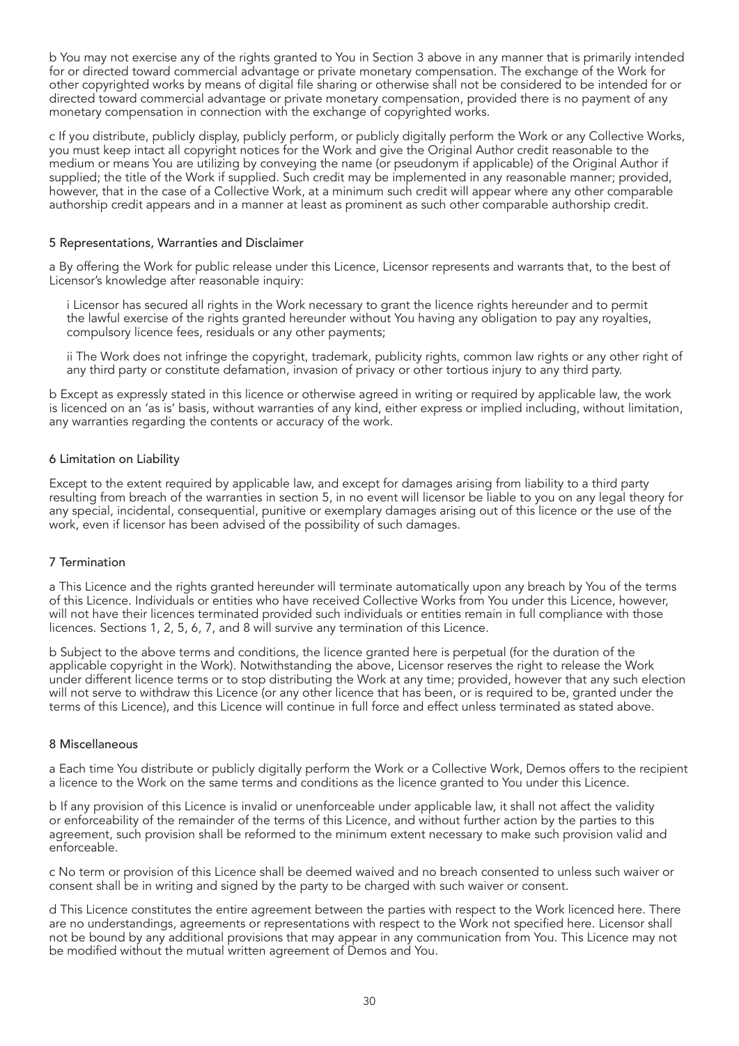b You may not exercise any of the rights granted to You in Section 3 above in any manner that is primarily intended for or directed toward commercial advantage or private monetary compensation. The exchange of the Work for other copyrighted works by means of digital file sharing or otherwise shall not be considered to be intended for or directed toward commercial advantage or private monetary compensation, provided there is no payment of any monetary compensation in connection with the exchange of copyrighted works.

c If you distribute, publicly display, publicly perform, or publicly digitally perform the Work or any Collective Works, you must keep intact all copyright notices for the Work and give the Original Author credit reasonable to the medium or means You are utilizing by conveying the name (or pseudonym if applicable) of the Original Author if supplied; the title of the Work if supplied. Such credit may be implemented in any reasonable manner; provided, however, that in the case of a Collective Work, at a minimum such credit will appear where any other comparable authorship credit appears and in a manner at least as prominent as such other comparable authorship credit.

## 5 Representations, Warranties and Disclaimer

a By offering the Work for public release under this Licence, Licensor represents and warrants that, to the best of Licensor's knowledge after reasonable inquiry:

i Licensor has secured all rights in the Work necessary to grant the licence rights hereunder and to permit the lawful exercise of the rights granted hereunder without You having any obligation to pay any royalties, compulsory licence fees, residuals or any other payments;

ii The Work does not infringe the copyright, trademark, publicity rights, common law rights or any other right of any third party or constitute defamation, invasion of privacy or other tortious injury to any third party.

b Except as expressly stated in this licence or otherwise agreed in writing or required by applicable law, the work is licenced on an 'as is' basis, without warranties of any kind, either express or implied including, without limitation, any warranties regarding the contents or accuracy of the work.

## 6 Limitation on Liability

Except to the extent required by applicable law, and except for damages arising from liability to a third party resulting from breach of the warranties in section 5, in no event will licensor be liable to you on any legal theory for any special, incidental, consequential, punitive or exemplary damages arising out of this licence or the use of the work, even if licensor has been advised of the possibility of such damages.

## 7 Termination

a This Licence and the rights granted hereunder will terminate automatically upon any breach by You of the terms of this Licence. Individuals or entities who have received Collective Works from You under this Licence, however, will not have their licences terminated provided such individuals or entities remain in full compliance with those licences. Sections 1, 2, 5, 6, 7, and 8 will survive any termination of this Licence.

b Subject to the above terms and conditions, the licence granted here is perpetual (for the duration of the applicable copyright in the Work). Notwithstanding the above, Licensor reserves the right to release the Work under different licence terms or to stop distributing the Work at any time; provided, however that any such election will not serve to withdraw this Licence (or any other licence that has been, or is required to be, granted under the terms of this Licence), and this Licence will continue in full force and effect unless terminated as stated above.

## 8 Miscellaneous

a Each time You distribute or publicly digitally perform the Work or a Collective Work, Demos offers to the recipient a licence to the Work on the same terms and conditions as the licence granted to You under this Licence.

b If any provision of this Licence is invalid or unenforceable under applicable law, it shall not affect the validity or enforceability of the remainder of the terms of this Licence, and without further action by the parties to this agreement, such provision shall be reformed to the minimum extent necessary to make such provision valid and enforceable.

c No term or provision of this Licence shall be deemed waived and no breach consented to unless such waiver or consent shall be in writing and signed by the party to be charged with such waiver or consent.

d This Licence constitutes the entire agreement between the parties with respect to the Work licenced here. There are no understandings, agreements or representations with respect to the Work not specified here. Licensor shall not be bound by any additional provisions that may appear in any communication from You. This Licence may not be modified without the mutual written agreement of Demos and You.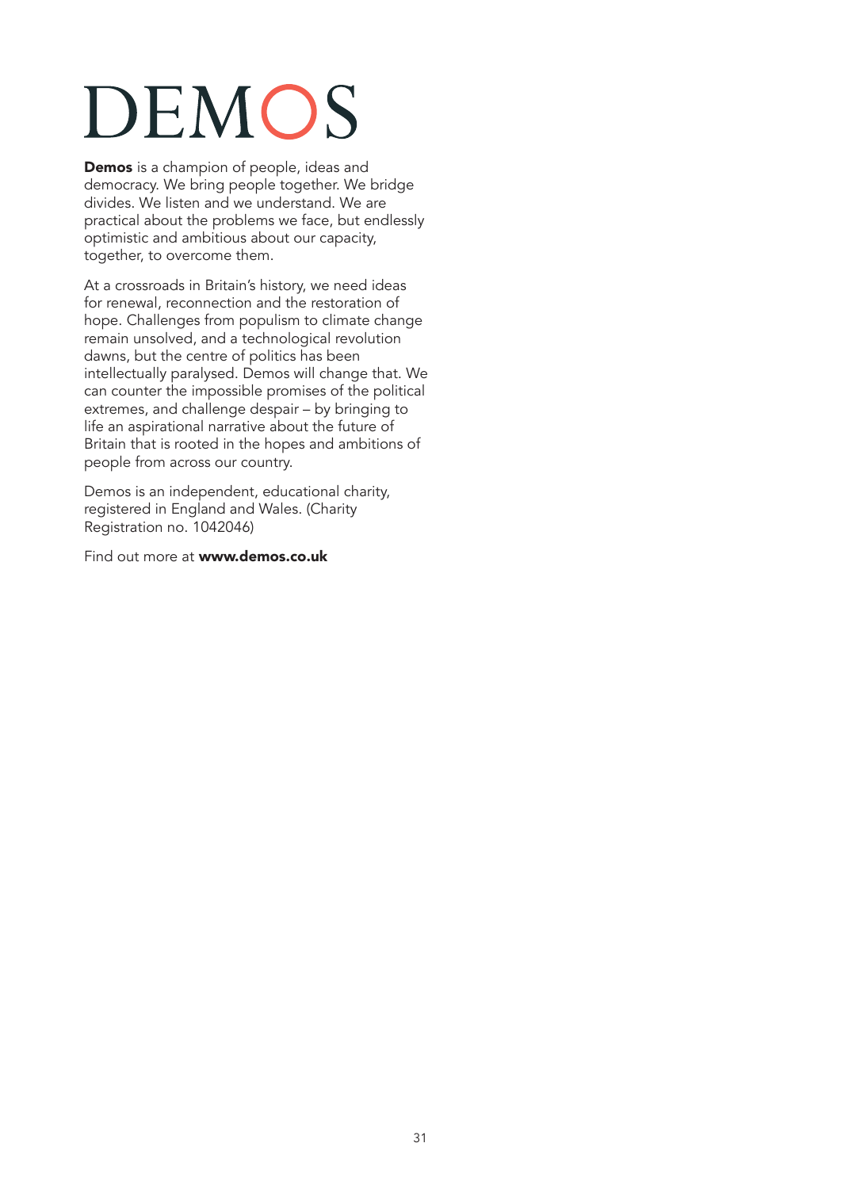# DEMOS

**Demos** is a champion of people, ideas and democracy. We bring people together. We bridge divides. We listen and we understand. We are practical about the problems we face, but endlessly optimistic and ambitious about our capacity, together, to overcome them.

At a crossroads in Britain's history, we need ideas for renewal, reconnection and the restoration of hope. Challenges from populism to climate change remain unsolved, and a technological revolution dawns, but the centre of politics has been intellectually paralysed. Demos will change that. We can counter the impossible promises of the political extremes, and challenge despair – by bringing to life an aspirational narrative about the future of Britain that is rooted in the hopes and ambitions of people from across our country.

Demos is an independent, educational charity, registered in England and Wales. (Charity Registration no. 1042046)

Find out more at **www.demos.co.uk**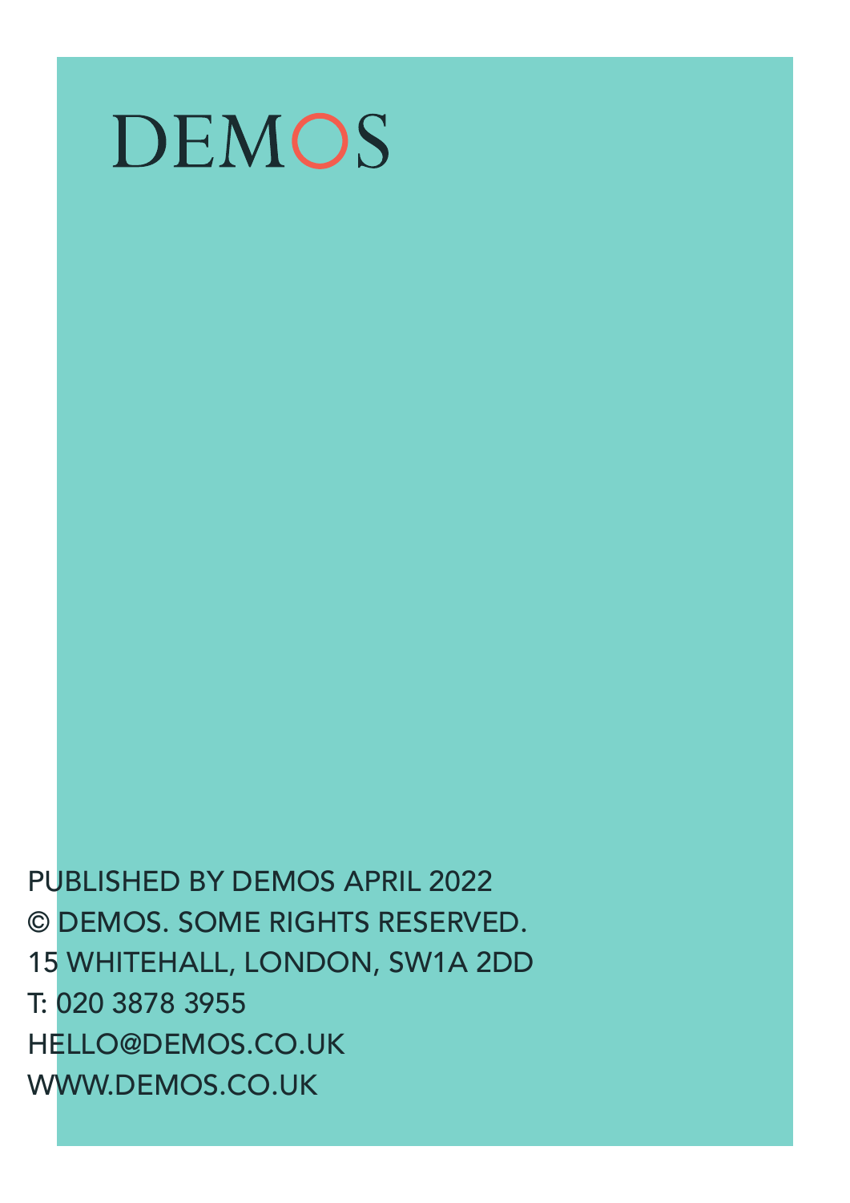DEMOS

PUBLISHED BY DEMOS APRIL 2022
© DEMOS. SOME RIGHTS RESERVED.
15 WHITEHALL, LONDON, SW1A 2DD
T: 020 3878 3955
HELLO@DEMOS.CO.UK
WWW.DEMOS.CO.UK